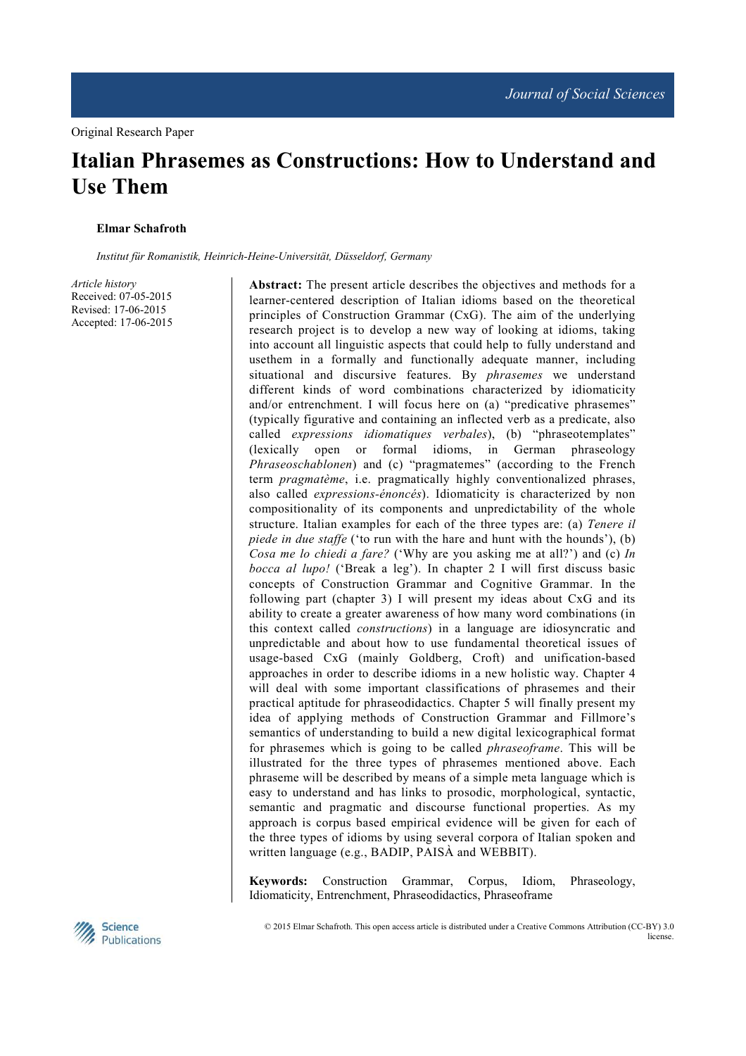Original Research Paper

# Italian Phrasemes as Constructions: How to Understand and Use Them

**Elmar Schafroth**

*Institut für Romanistik, Heinrich-Heine-Universität, Düsseldorf, Germany*

*Article history*
Received: 07-05-2015
Revised: 17-06-2015
Accepted: 17-06-2015

**Abstract:** The present article describes the objectives and methods for a learner-centered description of Italian idioms based on the theoretical principles of Construction Grammar (CxG). The aim of the underlying research project is to develop a new way of looking at idioms, taking into account all linguistic aspects that could help to fully understand and usethem in a formally and functionally adequate manner, including situational and discursive features. By *phrasemes* we understand different kinds of word combinations characterized by idiomaticity and/or entrenchment. I will focus here on (a) "predicative phrasemes" (typically figurative and containing an inflected verb as a predicate, also called *expressions idiomatiques verbales*), (b) "phraseotemplates" (lexically open or formal idioms, in German phraseology *Phraseoschablonen*) and (c) "pragmatemes" (according to the French term *pragmatème*, i.e. pragmatically highly conventionalized phrases, also called *expressions-énoncés*). Idiomaticity is characterized by non compositionality of its components and unpredictability of the whole structure. Italian examples for each of the three types are: (a) *Tenere il piede in due staffe* ('to run with the hare and hunt with the hounds'), (b) *Cosa me lo chiedi a fare?* ('Why are you asking me at all?') and (c) *In bocca al lupo!* ('Break a leg'). In chapter 2 I will first discuss basic concepts of Construction Grammar and Cognitive Grammar. In the following part (chapter 3) I will present my ideas about CxG and its ability to create a greater awareness of how many word combinations (in this context called *constructions*) in a language are idiosyncratic and unpredictable and about how to use fundamental theoretical issues of usage-based CxG (mainly Goldberg, Croft) and unification-based approaches in order to describe idioms in a new holistic way. Chapter 4 will deal with some important classifications of phrasemes and their practical aptitude for phraseodidactics. Chapter 5 will finally present my idea of applying methods of Construction Grammar and Fillmore's semantics of understanding to build a new digital lexicographical format for phrasemes which is going to be called *phraseoframe*. This will be illustrated for the three types of phrasemes mentioned above. Each phraseme will be described by means of a simple meta language which is easy to understand and has links to prosodic, morphological, syntactic, semantic and pragmatic and discourse functional properties. As my approach is corpus based empirical evidence will be given for each of the three types of idioms by using several corpora of Italian spoken and written language (e.g., BADIP, PAISÀ and WEBBIT).

**Keywords:** Construction Grammar, Corpus, Idiom, Phraseology, Idiomaticity, Entrenchment, Phraseodidactics, Phraseoframe

© 2015 Elmar Schafroth. This open access article is distributed under a Creative Commons Attribution (CC-BY) 3.0 license.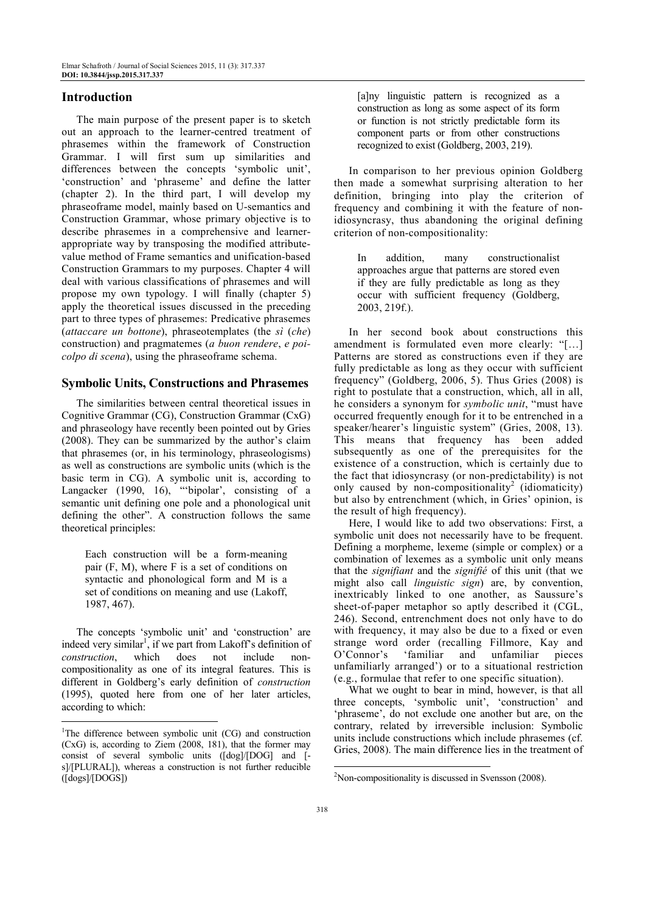## Introduction

The main purpose of the present paper is to sketch out an approach to the learner-centred treatment of phrasemes within the framework of Construction Grammar. I will first sum up similarities and differences between the concepts 'symbolic unit', 'construction' and 'phraseme' and define the latter (chapter 2). In the third part, I will develop my phraseoframe model, mainly based on U-semantics and Construction Grammar, whose primary objective is to describe phrasemes in a comprehensive and learner-appropriate way by transposing the modified attribute-value method of Frame semantics and unification-based Construction Grammars to my purposes. Chapter 4 will deal with various classifications of phrasemes and will propose my own typology. I will finally (chapter 5) apply the theoretical issues discussed in the preceding part to three types of phrasemes: Predicative phrasemes (*attaccare un bottone*), phraseotemplates (the *sì* (*che*) construction) and pragmatemes (*a buon rendere*, *e poi-colpo di scena*), using the phraseoframe schema.

## Symbolic Units, Constructions and Phrasemes

The similarities between central theoretical issues in Cognitive Grammar (CG), Construction Grammar (CxG) and phraseology have recently been pointed out by Gries (2008). They can be summarized by the author's claim that phrasemes (or, in his terminology, phraseologisms) as well as constructions are symbolic units (which is the basic term in CG). A symbolic unit is, according to Langacker (1990, 16), "'bipolar', consisting of a semantic unit defining one pole and a phonological unit defining the other". A construction follows the same theoretical principles:

> Each construction will be a form-meaning pair (F, M), where F is a set of conditions on syntactic and phonological form and M is a set of conditions on meaning and use (Lakoff, 1987, 467).

The concepts 'symbolic unit' and 'construction' are indeed very similar[1], if we part from Lakoff's definition of *construction*, which does not include non-compositionality as one of its integral features. This is different in Goldberg's early definition of *construction* (1995), quoted here from one of her later articles, according to which:

> [a]ny linguistic pattern is recognized as a construction as long as some aspect of its form or function is not strictly predictable form its component parts or from other constructions recognized to exist (Goldberg, 2003, 219).

In comparison to her previous opinion Goldberg then made a somewhat surprising alteration to her definition, bringing into play the criterion of frequency and combining it with the feature of non-idiosyncrasy, thus abandoning the original defining criterion of non-compositionality:

> In addition, many constructionalist approaches argue that patterns are stored even if they are fully predictable as long as they occur with sufficient frequency (Goldberg, 2003, 219f.).

In her second book about constructions this amendment is formulated even more clearly: "[…] Patterns are stored as constructions even if they are fully predictable as long as they occur with sufficient frequency" (Goldberg, 2006, 5). Thus Gries (2008) is right to postulate that a construction, which, all in all, he considers a synonym for *symbolic unit*, "must have occurred frequently enough for it to be entrenched in a speaker/hearer's linguistic system" (Gries, 2008, 13). This means that frequency has been added subsequently as one of the prerequisites for the existence of a construction, which is certainly due to the fact that idiosyncrasy (or non-predictability) is not only caused by non-compositionality[2] (idiomaticity) but also by entrenchment (which, in Gries' opinion, is the result of high frequency).

Here, I would like to add two observations: First, a symbolic unit does not necessarily have to be frequent. Defining a morpheme, lexeme (simple or complex) or a combination of lexemes as a symbolic unit only means that the *signifiant* and the *signifié* of this unit (that we might also call *linguistic sign*) are, by convention, inextricably linked to one another, as Saussure's sheet-of-paper metaphor so aptly described it (CGL, 246). Second, entrenchment does not only have to do with frequency, it may also be due to a fixed or even strange word order (recalling Fillmore, Kay and O'Connor's 'familiar and unfamiliar pieces unfamiliarly arranged') or to a situational restriction (e.g., formulae that refer to one specific situation).

What we ought to bear in mind, however, is that all three concepts, 'symbolic unit', 'construction' and 'phraseme', do not exclude one another but are, on the contrary, related by irreversible inclusion: Symbolic units include constructions which include phrasemes (cf. Gries, 2008). The main difference lies in the treatment of

---

[1] The difference between symbolic unit (CG) and construction (CxG) is, according to Ziem (2008, 181), that the former may consist of several symbolic units ([dog]/[DOG] and [-s]/[PLURAL]), whereas a construction is not further reducible ([dogs]/[DOGS])

[2] Non-compositionality is discussed in Svensson (2008).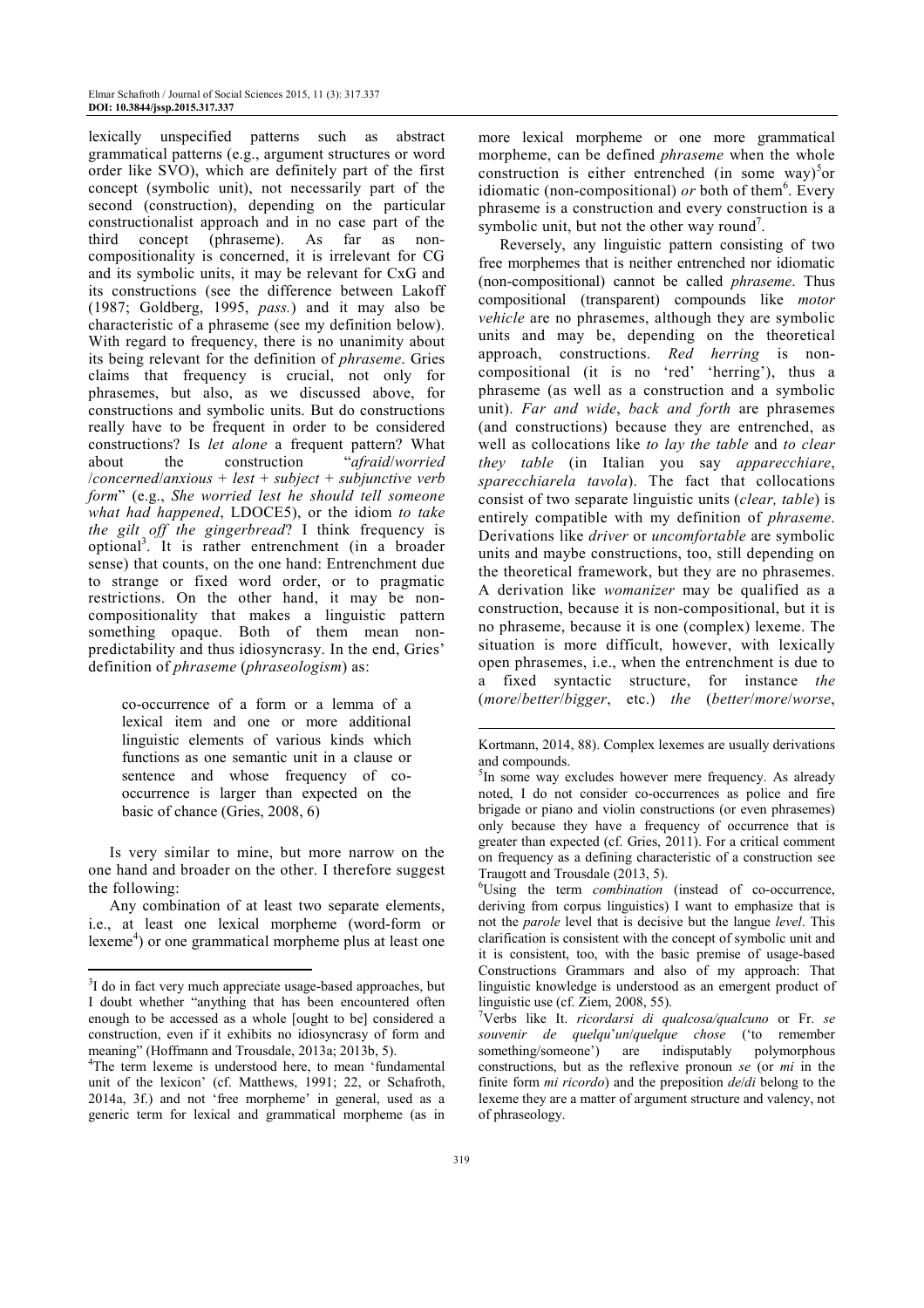lexically unspecified patterns such as abstract grammatical patterns (e.g., argument structures or word order like SVO), which are definitely part of the first concept (symbolic unit), not necessarily part of the second (construction), depending on the particular constructionalist approach and in no case part of the third concept (phraseme). As far as non-compositionality is concerned, it is irrelevant for CG and its symbolic units, it may be relevant for CxG and its constructions (see the difference between Lakoff (1987; Goldberg, 1995, *pass.*) and it may also be characteristic of a phraseme (see my definition below). With regard to frequency, there is no unanimity about its being relevant for the definition of *phraseme*. Gries claims that frequency is crucial, not only for phrasemes, but also, as we discussed above, for constructions and symbolic units. But do constructions really have to be frequent in order to be considered constructions? Is *let alone* a frequent pattern? What about the construction "*afraid*/*worried* /*concerned*/*anxious* + *lest* + *subject* + *subjunctive verb form*" (e.g., *She worried lest he should tell someone what had happened*, LDOCE5), or the idiom *to take the gilt off the gingerbread*? I think frequency is optional[3]. It is rather entrenchment (in a broader sense) that counts, on the one hand: Entrenchment due to strange or fixed word order, or to pragmatic restrictions. On the other hand, it may be non-compositionality that makes a linguistic pattern something opaque. Both of them mean non-predictability and thus idiosyncrasy. In the end, Gries' definition of *phraseme* (*phraseologism*) as:

> co-occurrence of a form or a lemma of a lexical item and one or more additional linguistic elements of various kinds which functions as one semantic unit in a clause or sentence and whose frequency of co-occurrence is larger than expected on the basic of chance (Gries, 2008, 6)

Is very similar to mine, but more narrow on the one hand and broader on the other. I therefore suggest the following:

Any combination of at least two separate elements, i.e., at least one lexical morpheme (word-form or lexeme[4]) or one grammatical morpheme plus at least one more lexical morpheme or one more grammatical morpheme, can be defined *phraseme* when the whole construction is either entrenched (in some way)[5] or idiomatic (non-compositional) *or* both of them[6]. Every phraseme is a construction and every construction is a symbolic unit, but not the other way round[7].

Reversely, any linguistic pattern consisting of two free morphemes that is neither entrenched nor idiomatic (non-compositional) cannot be called *phraseme*. Thus compositional (transparent) compounds like *motor vehicle* are no phrasemes, although they are symbolic units and may be, depending on the theoretical approach, constructions. *Red herring* is non-compositional (it is no 'red' 'herring'), thus a phraseme (as well as a construction and a symbolic unit). *Far and wide*, *back and forth* are phrasemes (and constructions) because they are entrenched, as well as collocations like *to lay the table* and *to clear they table* (in Italian you say *apparecchiare*, *sparecchiarela tavola*). The fact that collocations consist of two separate linguistic units (*clear, table*) is entirely compatible with my definition of *phraseme*. Derivations like *driver* or *uncomfortable* are symbolic units and maybe constructions, too, still depending on the theoretical framework, but they are no phrasemes. A derivation like *womanizer* may be qualified as a construction, because it is non-compositional, but it is no phraseme, because it is one (complex) lexeme. The situation is more difficult, however, with lexically open phrasemes, i.e., when the entrenchment is due to a fixed syntactic structure, for instance *the* (*more*/*better*/*bigger*, etc.) *the* (*better*/*more*/*worse*,

---

[3]I do in fact very much appreciate usage-based approaches, but I doubt whether "anything that has been encountered often enough to be accessed as a whole [ought to be] considered a construction, even if it exhibits no idiosyncrasy of form and meaning" (Hoffmann and Trousdale, 2013a; 2013b, 5).

[4]The term lexeme is understood here, to mean 'fundamental unit of the lexicon' (cf. Matthews, 1991; 22, or Schafroth, 2014a, 3f.) and not 'free morpheme' in general, used as a generic term for lexical and grammatical morpheme (as in Kortmann, 2014, 88). Complex lexemes are usually derivations and compounds.

[5]In some way excludes however mere frequency. As already noted, I do not consider co-occurrences as police and fire brigade or piano and violin constructions (or even phrasemes) only because they have a frequency of occurrence that is greater than expected (cf. Gries, 2011). For a critical comment on frequency as a defining characteristic of a construction see Traugott and Trousdale (2013, 5).

[6]Using the term *combination* (instead of co-occurrence, deriving from corpus linguistics) I want to emphasize that is not the *parole* level that is decisive but the langue *level*. This clarification is consistent with the concept of symbolic unit and it is consistent, too, with the basic premise of usage-based Constructions Grammars and also of my approach: That linguistic knowledge is understood as an emergent product of linguistic use (cf. Ziem, 2008, 55).

[7]Verbs like It. *ricordarsi di qualcosa/qualcuno* or Fr. *se souvenir de quelqu'un*/*quelque chose* ('to remember something/someone') are indisputably polymorphous constructions, but as the reflexive pronoun *se* (or *mi* in the finite form *mi ricordo*) and the preposition *de*/*di* belong to the lexeme they are a matter of argument structure and valency, not of phraseology.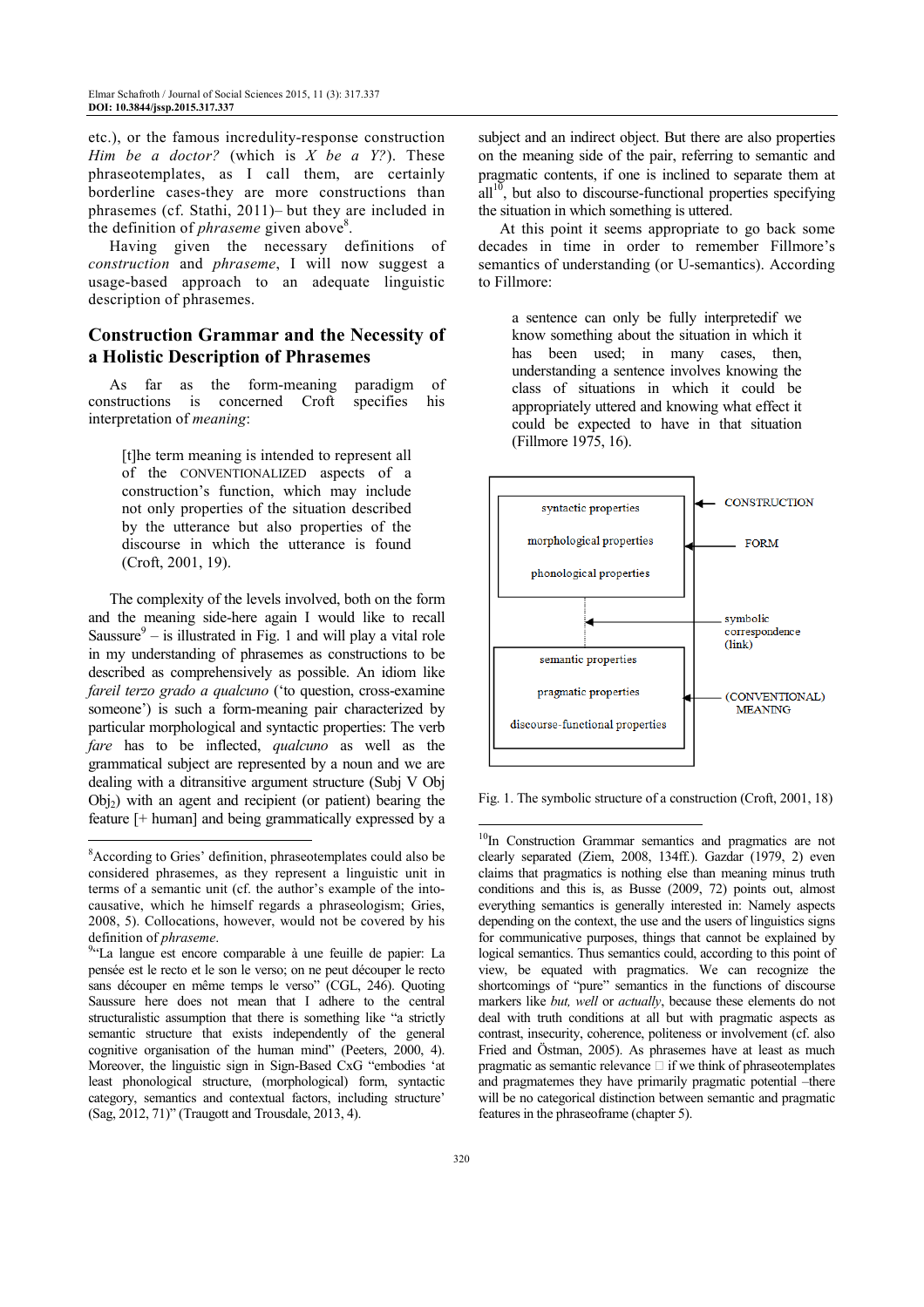etc.), or the famous incredulity-response construction *Him be a doctor?* (which is *X be a Y?*). These phraseotemplates, as I call them, are certainly borderline cases-they are more constructions than phrasemes (cf. Stathi, 2011)– but they are included in the definition of *phraseme* given above[8].

Having given the necessary definitions of *construction* and *phraseme*, I will now suggest a usage-based approach to an adequate linguistic description of phrasemes.

## Construction Grammar and the Necessity of a Holistic Description of Phrasemes

As far as the form-meaning paradigm of constructions is concerned Croft specifies his interpretation of *meaning*:

> [t]he term meaning is intended to represent all of the CONVENTIONALIZED aspects of a construction's function, which may include not only properties of the situation described by the utterance but also properties of the discourse in which the utterance is found (Croft, 2001, 19).

The complexity of the levels involved, both on the form and the meaning side-here again I would like to recall Saussure[9] – is illustrated in Fig. 1 and will play a vital role in my understanding of phrasemes as constructions to be described as comprehensively as possible. An idiom like *fareil terzo grado a qualcuno* ('to question, cross-examine someone') is such a form-meaning pair characterized by particular morphological and syntactic properties: The verb *fare* has to be inflected, *qualcuno* as well as the grammatical subject are represented by a noun and we are dealing with a ditransitive argument structure (Subj V Obj $Obj_2$) with an agent and recipient (or patient) bearing the feature [+ human] and being grammatically expressed by a subject and an indirect object. But there are also properties on the meaning side of the pair, referring to semantic and pragmatic contents, if one is inclined to separate them at all[10], but also to discourse-functional properties specifying the situation in which something is uttered.

At this point it seems appropriate to go back some decades in time in order to remember Fillmore's semantics of understanding (or U-semantics). According to Fillmore:

> a sentence can only be fully interpretedif we know something about the situation in which it has been used; in many cases, then, understanding a sentence involves knowing the class of situations in which it could be appropriately uttered and knowing what effect it could be expected to have in that situation (Fillmore 1975, 16).

| Construction components | | Labels |
|---|---|---|
| syntactic properties | | ← CONSTRUCTION |
| morphological properties | | ← FORM |
| phonological properties | | |
| ⋮ | ← | symbolic correspondence (link) |
| semantic properties | | |
| pragmatic properties | | ← (CONVENTIONAL) MEANING |
| discourse-functional properties | | |

Fig. 1. The symbolic structure of a construction (Croft, 2001, 18)

---

[8]According to Gries' definition, phraseotemplates could also be considered phrasemes, as they represent a linguistic unit in terms of a semantic unit (cf. the author's example of the into-causative, which he himself regards a phraseologism; Gries, 2008, 5). Collocations, however, would not be covered by his definition of *phraseme*.

[9]"La langue est encore comparable à une feuille de papier: La pensée est le recto et le son le verso; on ne peut découper le recto sans découper en même temps le verso" (CGL, 246). Quoting Saussure here does not mean that I adhere to the central structuralistic assumption that there is something like "a strictly semantic structure that exists independently of the general cognitive organisation of the human mind" (Peeters, 2000, 4). Moreover, the linguistic sign in Sign-Based CxG "embodies 'at least phonological structure, (morphological) form, syntactic category, semantics and contextual factors, including structure' (Sag, 2012, 71)" (Traugott and Trousdale, 2013, 4).

[10]In Construction Grammar semantics and pragmatics are not clearly separated (Ziem, 2008, 134ff.). Gazdar (1979, 2) even claims that pragmatics is nothing else than meaning minus truth conditions and this is, as Busse (2009, 72) points out, almost everything semantics is generally interested in: Namely aspects depending on the context, the use and the users of linguistics signs for communicative purposes, things that cannot be explained by logical semantics. Thus semantics could, according to this point of view, be equated with pragmatics. We can recognize the shortcomings of "pure" semantics in the functions of discourse markers like *but, well* or *actually*, because these elements do not deal with truth conditions at all but with pragmatic aspects as contrast, insecurity, coherence, politeness or involvement (cf. also Fried and Östman, 2005). As phrasemes have at least as much pragmatic as semantic relevance  if we think of phraseotemplates and pragmatemes they have primarily pragmatic potential –there will be no categorical distinction between semantic and pragmatic features in the phraseoframe (chapter 5).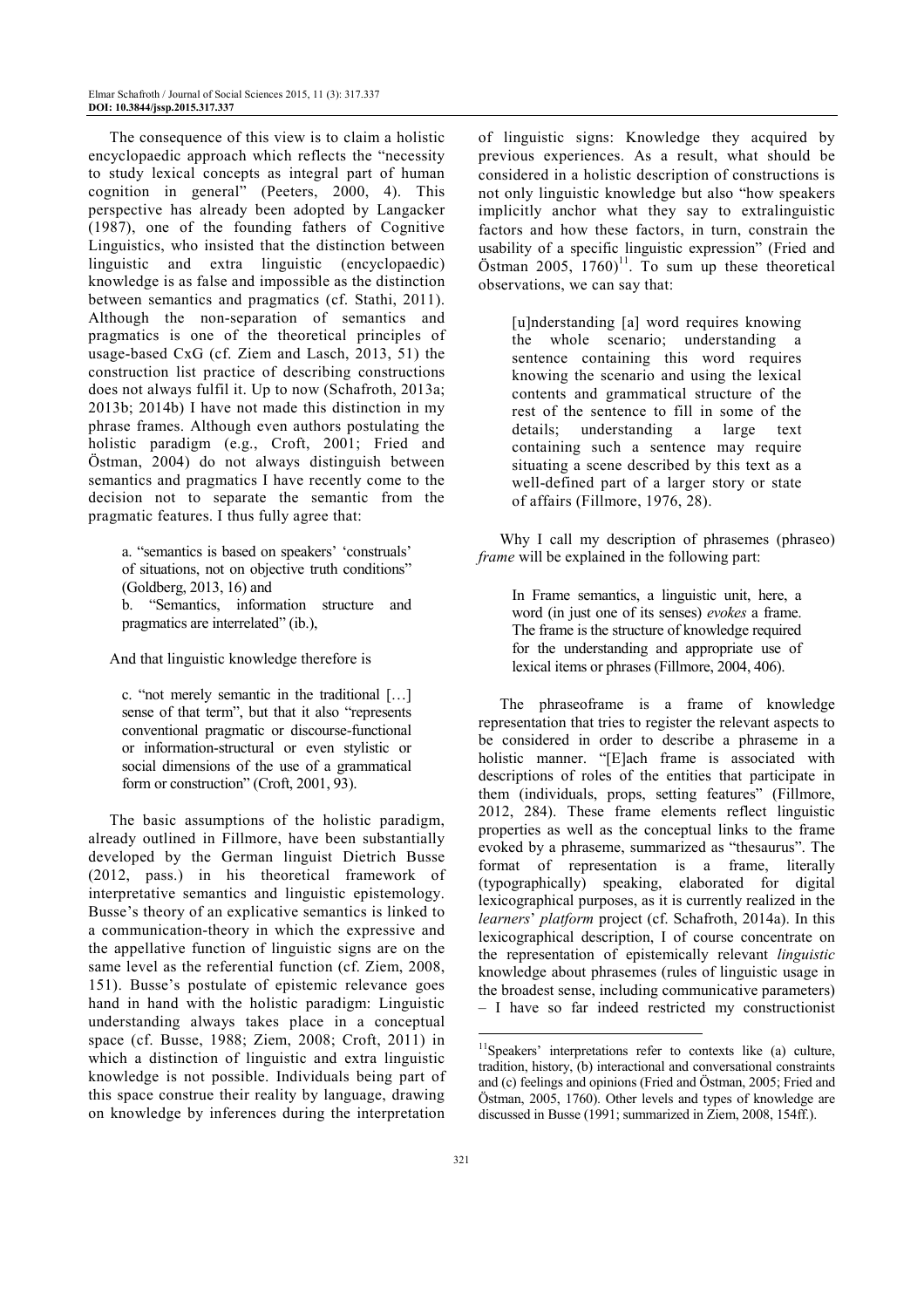The consequence of this view is to claim a holistic encyclopaedic approach which reflects the "necessity to study lexical concepts as integral part of human cognition in general" (Peeters, 2000, 4). This perspective has already been adopted by Langacker (1987), one of the founding fathers of Cognitive Linguistics, who insisted that the distinction between linguistic and extra linguistic (encyclopaedic) knowledge is as false and impossible as the distinction between semantics and pragmatics (cf. Stathi, 2011). Although the non-separation of semantics and pragmatics is one of the theoretical principles of usage-based CxG (cf. Ziem and Lasch, 2013, 51) the construction list practice of describing constructions does not always fulfil it. Up to now (Schafroth, 2013a; 2013b; 2014b) I have not made this distinction in my phrase frames. Although even authors postulating the holistic paradigm (e.g., Croft, 2001; Fried and Östman, 2004) do not always distinguish between semantics and pragmatics I have recently come to the decision not to separate the semantic from the pragmatic features. I thus fully agree that:

> a. "semantics is based on speakers' 'construals' of situations, not on objective truth conditions" (Goldberg, 2013, 16) and
> b. "Semantics, information structure and pragmatics are interrelated" (ib.),

And that linguistic knowledge therefore is

> c. "not merely semantic in the traditional […] sense of that term", but that it also "represents conventional pragmatic or discourse-functional or information-structural or even stylistic or social dimensions of the use of a grammatical form or construction" (Croft, 2001, 93).

The basic assumptions of the holistic paradigm, already outlined in Fillmore, have been substantially developed by the German linguist Dietrich Busse (2012, pass.) in his theoretical framework of interpretative semantics and linguistic epistemology. Busse's theory of an explicative semantics is linked to a communication-theory in which the expressive and the appellative function of linguistic signs are on the same level as the referential function (cf. Ziem, 2008, 151). Busse's postulate of epistemic relevance goes hand in hand with the holistic paradigm: Linguistic understanding always takes place in a conceptual space (cf. Busse, 1988; Ziem, 2008; Croft, 2011) in which a distinction of linguistic and extra linguistic knowledge is not possible. Individuals being part of this space construe their reality by language, drawing on knowledge by inferences during the interpretation of linguistic signs: Knowledge they acquired by previous experiences. As a result, what should be considered in a holistic description of constructions is not only linguistic knowledge but also "how speakers implicitly anchor what they say to extralinguistic factors and how these factors, in turn, constrain the usability of a specific linguistic expression" (Fried and Östman 2005, 1760)[11]. To sum up these theoretical observations, we can say that:

> [u]nderstanding [a] word requires knowing the whole scenario; understanding a sentence containing this word requires knowing the scenario and using the lexical contents and grammatical structure of the rest of the sentence to fill in some of the details; understanding a large text containing such a sentence may require situating a scene described by this text as a well-defined part of a larger story or state of affairs (Fillmore, 1976, 28).

Why I call my description of phrasemes (phraseo) *frame* will be explained in the following part:

> In Frame semantics, a linguistic unit, here, a word (in just one of its senses) *evokes* a frame. The frame is the structure of knowledge required for the understanding and appropriate use of lexical items or phrases (Fillmore, 2004, 406).

The phraseoframe is a frame of knowledge representation that tries to register the relevant aspects to be considered in order to describe a phraseme in a holistic manner. "[E]ach frame is associated with descriptions of roles of the entities that participate in them (individuals, props, setting features" (Fillmore, 2012, 284). These frame elements reflect linguistic properties as well as the conceptual links to the frame evoked by a phraseme, summarized as "thesaurus". The format of representation is a frame, literally (typographically) speaking, elaborated for digital lexicographical purposes, as it is currently realized in the *learners*' *platform* project (cf. Schafroth, 2014a). In this lexicographical description, I of course concentrate on the representation of epistemically relevant *linguistic* knowledge about phrasemes (rules of linguistic usage in the broadest sense, including communicative parameters) – I have so far indeed restricted my constructionist

[11] Speakers' interpretations refer to contexts like (a) culture, tradition, history, (b) interactional and conversational constraints and (c) feelings and opinions (Fried and Östman, 2005; Fried and Östman, 2005, 1760). Other levels and types of knowledge are discussed in Busse (1991; summarized in Ziem, 2008, 154ff.).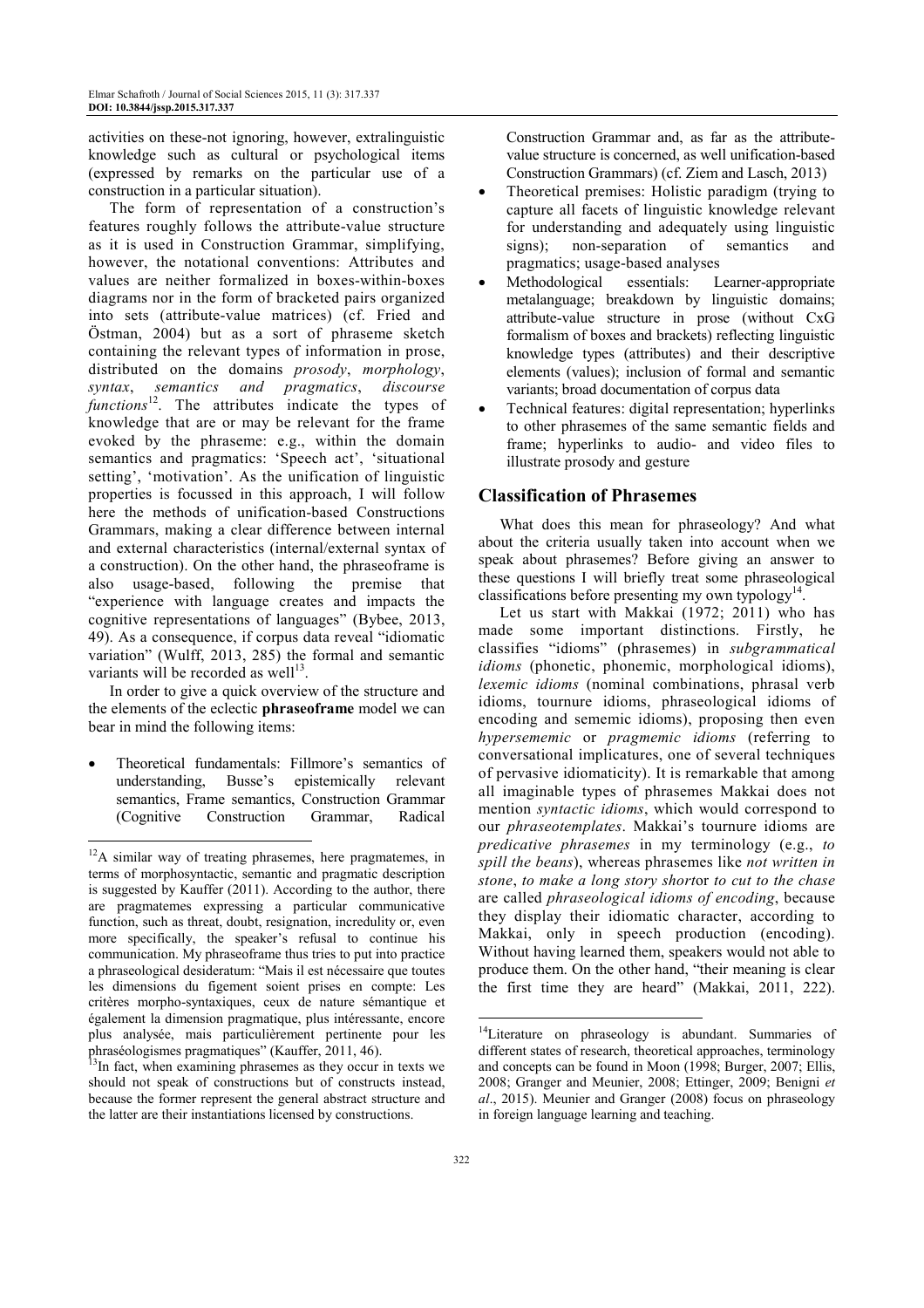activities on these-not ignoring, however, extralinguistic knowledge such as cultural or psychological items (expressed by remarks on the particular use of a construction in a particular situation).

The form of representation of a construction's features roughly follows the attribute-value structure as it is used in Construction Grammar, simplifying, however, the notational conventions: Attributes and values are neither formalized in boxes-within-boxes diagrams nor in the form of bracketed pairs organized into sets (attribute-value matrices) (cf. Fried and Östman, 2004) but as a sort of phraseme sketch containing the relevant types of information in prose, distributed on the domains *prosody*, *morphology*, *syntax*, *semantics and pragmatics*, *discourse functions*[12]. The attributes indicate the types of knowledge that are or may be relevant for the frame evoked by the phraseme: e.g., within the domain semantics and pragmatics: 'Speech act', 'situational setting', 'motivation'. As the unification of linguistic properties is focussed in this approach, I will follow here the methods of unification-based Constructions Grammars, making a clear difference between internal and external characteristics (internal/external syntax of a construction). On the other hand, the phraseoframe is also usage-based, following the premise that "experience with language creates and impacts the cognitive representations of languages" (Bybee, 2013, 49). As a consequence, if corpus data reveal "idiomatic variation" (Wulff, 2013, 285) the formal and semantic variants will be recorded as well[13].

In order to give a quick overview of the structure and the elements of the eclectic **phraseoframe** model we can bear in mind the following items:

- Theoretical fundamentals: Fillmore's semantics of understanding, Busse's epistemically relevant semantics, Frame semantics, Construction Grammar (Cognitive Construction Grammar, Radical Construction Grammar and, as far as the attribute-value structure is concerned, as well unification-based Construction Grammars) (cf. Ziem and Lasch, 2013)
- Theoretical premises: Holistic paradigm (trying to capture all facets of linguistic knowledge relevant for understanding and adequately using linguistic signs); non-separation of semantics and pragmatics; usage-based analyses
- Methodological essentials: Learner-appropriate metalanguage; breakdown by linguistic domains; attribute-value structure in prose (without CxG formalism of boxes and brackets) reflecting linguistic knowledge types (attributes) and their descriptive elements (values); inclusion of formal and semantic variants; broad documentation of corpus data
- Technical features: digital representation; hyperlinks to other phrasemes of the same semantic fields and frame; hyperlinks to audio- and video files to illustrate prosody and gesture

## Classification of Phrasemes

What does this mean for phraseology? And what about the criteria usually taken into account when we speak about phrasemes? Before giving an answer to these questions I will briefly treat some phraseological classifications before presenting my own typology[14].

Let us start with Makkai (1972; 2011) who has made some important distinctions. Firstly, he classifies "idioms" (phrasemes) in *subgrammatical idioms* (phonetic, phonemic, morphological idioms), *lexemic idioms* (nominal combinations, phrasal verb idioms, tournure idioms, phraseological idioms of encoding and sememic idioms), proposing then even *hypersememic* or *pragmemic idioms* (referring to conversational implicatures, one of several techniques of pervasive idiomaticity). It is remarkable that among all imaginable types of phrasemes Makkai does not mention *syntactic idioms*, which would correspond to our *phraseotemplates*. Makkai's tournure idioms are *predicative phrasemes* in my terminology (e.g., *to spill the beans*), whereas phrasemes like *not written in stone*, *to make a long story short*or *to cut to the chase* are called *phraseological idioms of encoding*, because they display their idiomatic character, according to Makkai, only in speech production (encoding). Without having learned them, speakers would not able to produce them. On the other hand, "their meaning is clear the first time they are heard" (Makkai, 2011, 222).

---

[12] A similar way of treating phrasemes, here pragmatemes, in terms of morphosyntactic, semantic and pragmatic description is suggested by Kauffer (2011). According to the author, there are pragmatemes expressing a particular communicative function, such as threat, doubt, resignation, incredulity or, even more specifically, the speaker's refusal to continue his communication. My phraseoframe thus tries to put into practice a phraseological desideratum: "Mais il est nécessaire que toutes les dimensions du figement soient prises en compte: Les critères morpho-syntaxiques, ceux de nature sémantique et également la dimension pragmatique, plus intéressante, encore plus analysée, mais particulièrement pertinente pour les phraséologismes pragmatiques" (Kauffer, 2011, 46).

[13] In fact, when examining phrasemes as they occur in texts we should not speak of constructions but of constructs instead, because the former represent the general abstract structure and the latter are their instantiations licensed by constructions.

[14] Literature on phraseology is abundant. Summaries of different states of research, theoretical approaches, terminology and concepts can be found in Moon (1998; Burger, 2007; Ellis, 2008; Granger and Meunier, 2008; Ettinger, 2009; Benigni *et al*., 2015). Meunier and Granger (2008) focus on phraseology in foreign language learning and teaching.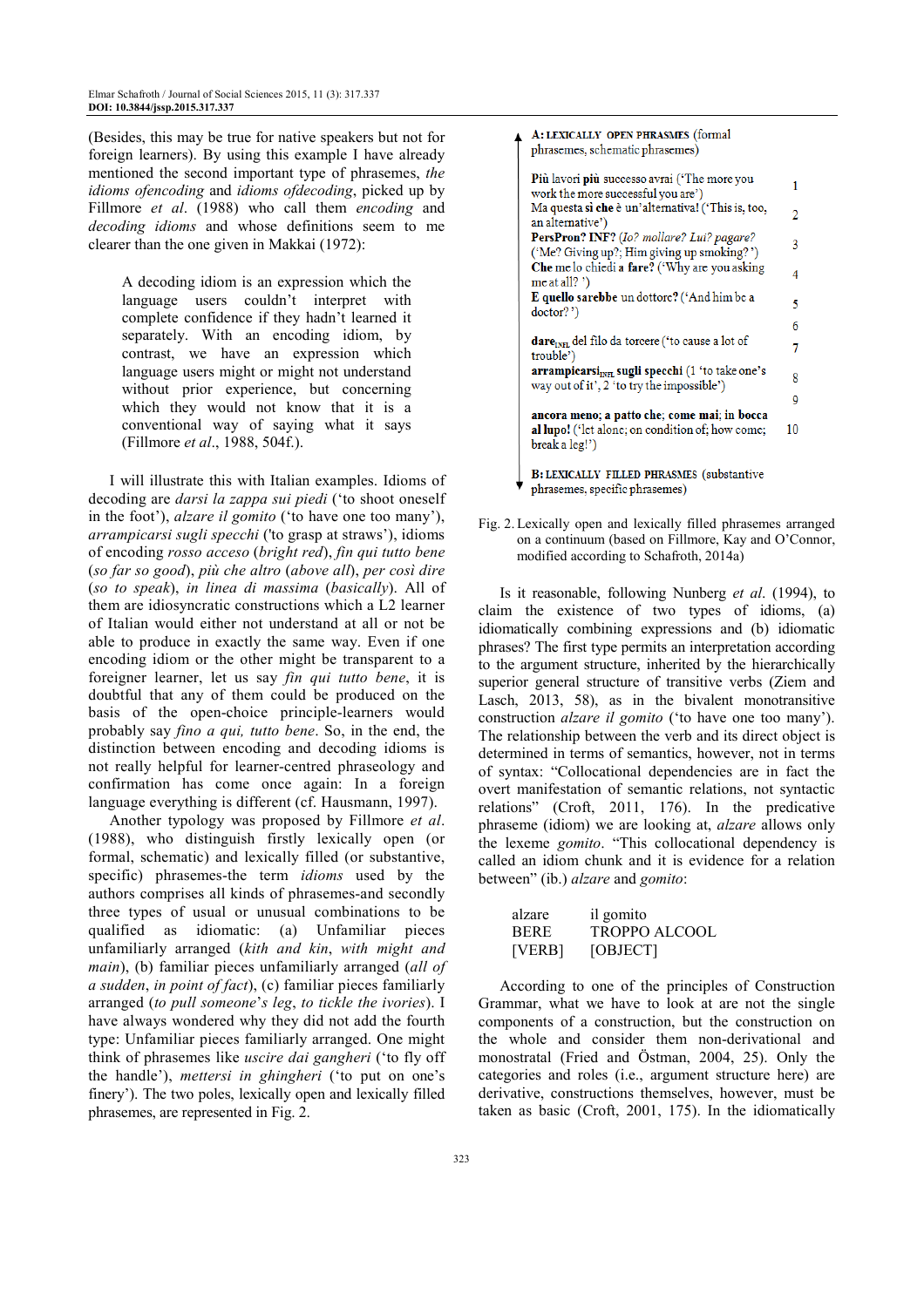(Besides, this may be true for native speakers but not for foreign learners). By using this example I have already mentioned the second important type of phrasemes, *the idioms of encoding* and *idioms of decoding*, picked up by Fillmore *et al*. (1988) who call them *encoding* and *decoding idioms* and whose definitions seem to me clearer than the one given in Makkai (1972):

> A decoding idiom is an expression which the language users couldn't interpret with complete confidence if they hadn't learned it separately. With an encoding idiom, by contrast, we have an expression which language users might or might not understand without prior experience, but concerning which they would not know that it is a conventional way of saying what it says (Fillmore *et al*., 1988, 504f.).

I will illustrate this with Italian examples. Idioms of decoding are *darsi la zappa sui piedi* ('to shoot oneself in the foot'), *alzare il gomito* ('to have one too many'), *arrampicarsi sugli specchi* ('to grasp at straws'), idioms of encoding *rosso acceso* (*bright red*), *fin qui tutto bene* (*so far so good*), *più che altro* (*above all*), *per così dire* (*so to speak*), *in linea di massima* (*basically*). All of them are idiosyncratic constructions which a L2 learner of Italian would either not understand at all or not be able to produce in exactly the same way. Even if one encoding idiom or the other might be transparent to a foreigner learner, let us say *fin qui tutto bene*, it is doubtful that any of them could be produced on the basis of the open-choice principle-learners would probably say *fino a qui, tutto bene*. So, in the end, the distinction between encoding and decoding idioms is not really helpful for learner-centred phraseology and confirmation has come once again: In a foreign language everything is different (cf. Hausmann, 1997).

Another typology was proposed by Fillmore *et al*. (1988), who distinguish firstly lexically open (or formal, schematic) and lexically filled (or substantive, specific) phrasemes-the term *idioms* used by the authors comprises all kinds of phrasemes-and secondly three types of usual or unusual combinations to be qualified as idiomatic: (a) Unfamiliar pieces unfamiliarly arranged (*kith and kin*, *with might and main*), (b) familiar pieces unfamiliarly arranged (*all of a sudden*, *in point of fact*), (c) familiar pieces familiarly arranged (*to pull someone's leg*, *to tickle the ivories*). I have always wondered why they did not add the fourth type: Unfamiliar pieces familiarly arranged. One might think of phrasemes like *uscire dai gangheri* ('to fly off the handle'), *mettersi in ghingheri* ('to put on one's finery'). The two poles, lexically open and lexically filled phrasemes, are represented in Fig. 2.

**A: LEXICALLY OPEN PHRASEMES** (formal phrasemes, schematic phrasemes)

| | |
|---|---|
| **Più** lavori **più** successo avrai ('The more you work the more successful you are') | 1 |
| Ma questa **sì che** è un'alternativa! ('This is, too, an alternative') | 2 |
| **PersPron? INF?** (*Io? mollare? Lui? pagare?* ('Me? Giving up?; Him giving up smoking?') | 3 |
| **Che** me lo chiedi **a fare?** ('Why are you asking me at all?') | 4 |
| **E quello sarebbe** un dottore? ('And him be a doctor?') | 5 |
| | 6 |
| **dare**$_{INFL}$ del filo da torcere ('to cause a lot of trouble') | 7 |
| **arrampicarsi**$_{INFL}$ **sugli specchi** (1 'to take one's way out of it', 2 'to try the impossible') | 8 |
| | 9 |
| **ancora meno; a patto che; come mai; in bocca al lupo!** ('let alone; on condition of; how come; break a leg!') | 10 |

**B: LEXICALLY FILLED PHRASEMES** (substantive phrasemes, specific phrasemes)

Fig. 2. Lexically open and lexically filled phrasemes arranged on a continuum (based on Fillmore, Kay and O'Connor, modified according to Schafroth, 2014a)

Is it reasonable, following Nunberg *et al*. (1994), to claim the existence of two types of idioms, (a) idiomatically combining expressions and (b) idiomatic phrases? The first type permits an interpretation according to the argument structure, inherited by the hierarchically superior general structure of transitive verbs (Ziem and Lasch, 2013, 58), as in the bivalent monotransitive construction *alzare il gomito* ('to have one too many'). The relationship between the verb and its direct object is determined in terms of semantics, however, not in terms of syntax: "Collocational dependencies are in fact the overt manifestation of semantic relations, not syntactic relations" (Croft, 2011, 176). In the predicative phraseme (idiom) we are looking at, *alzare* allows only the lexeme *gomito*. "This collocational dependency is called an idiom chunk and it is evidence for a relation between" (ib.) *alzare* and *gomito*:

| | |
|---|---|
| alzare | il gomito |
| BERE | TROPPO ALCOOL |
| [VERB] | [OBJECT] |

According to one of the principles of Construction Grammar, what we have to look at are not the single components of a construction, but the construction on the whole and consider them non-derivational and monostratal (Fried and Östman, 2004, 25). Only the categories and roles (i.e., argument structure here) are derivative, constructions themselves, however, must be taken as basic (Croft, 2001, 175). In the idiomatically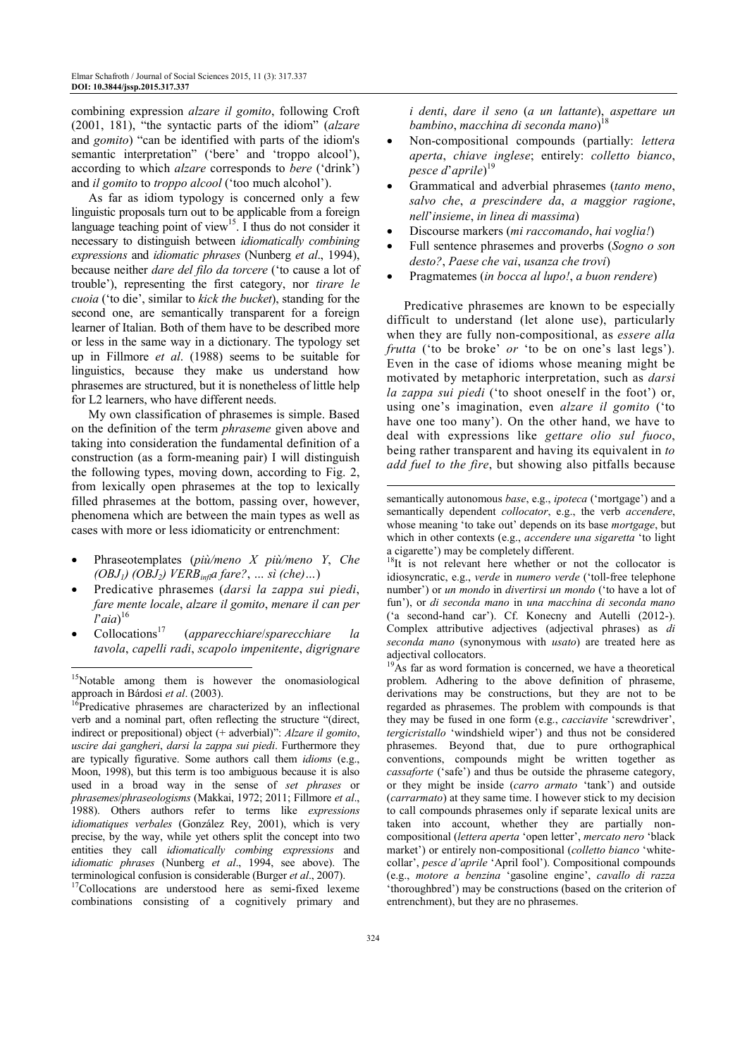combining expression *alzare il gomito*, following Croft (2001, 181), "the syntactic parts of the idiom" (*alzare* and *gomito*) "can be identified with parts of the idiom's semantic interpretation" ('bere' and 'troppo alcool'), according to which *alzare* corresponds to *bere* ('drink') and *il gomito* to *troppo alcool* ('too much alcohol').

As far as idiom typology is concerned only a few linguistic proposals turn out to be applicable from a foreign language teaching point of view[15]. I thus do not consider it necessary to distinguish between *idiomatically combining expressions* and *idiomatic phrases* (Nunberg *et al*., 1994), because neither *dare del filo da torcere* ('to cause a lot of trouble'), representing the first category, nor *tirare le cuoia* ('to die', similar to *kick the bucket*), standing for the second one, are semantically transparent for a foreign learner of Italian. Both of them have to be described more or less in the same way in a dictionary. The typology set up in Fillmore *et al*. (1988) seems to be suitable for linguistics, because they make us understand how phrasemes are structured, but it is nonetheless of little help for L2 learners, who have different needs.

My own classification of phrasemes is simple. Based on the definition of the term *phraseme* given above and taking into consideration the fundamental definition of a construction (as a form-meaning pair) I will distinguish the following types, moving down, according to Fig. 2, from lexically open phrasemes at the top to lexically filled phrasemes at the bottom, passing over, however, phenomena which are between the main types as well as cases with more or less idiomaticity or entrenchment:

- Phraseotemplates (*più/meno X più/meno Y*, *Che* $(OBJ_1)$ $(OBJ_2)$ $VERB_{infl}$*a fare?*, *… sì (che)…*)
- Predicative phrasemes (*darsi la zappa sui piedi*, *fare mente locale*, *alzare il gomito*, *menare il can per l'aia*)[16]
- Collocations[17] (*apparecchiare/sparecchiare la tavola*, *capelli radi*, *scapolo impenitente*, *digrignare i denti*, *dare il seno* (*a un lattante*), *aspettare un bambino*, *macchina di seconda mano*)[18]
- Non-compositional compounds (partially: *lettera aperta*, *chiave inglese*; entirely: *colletto bianco*, *pesce d'aprile*)[19]
- Grammatical and adverbial phrasemes (*tanto meno*, *salvo che*, *a prescindere da*, *a maggior ragione*, *nell'insieme*, *in linea di massima*)
- Discourse markers (*mi raccomando*, *hai voglia!*)
- Full sentence phrasemes and proverbs (*Sogno o son desto?*, *Paese che vai*, *usanza che trovi*)
- Pragmatemes (*in bocca al lupo!*, *a buon rendere*)

Predicative phrasemes are known to be especially difficult to understand (let alone use), particularly when they are fully non-compositional, as *essere alla frutta* ('to be broke' *or* 'to be on one's last legs'). Even in the case of idioms whose meaning might be motivated by metaphoric interpretation, such as *darsi la zappa sui piedi* ('to shoot oneself in the foot') or, using one's imagination, even *alzare il gomito* ('to have one too many'). On the other hand, we have to deal with expressions like *gettare olio sul fuoco*, being rather transparent and having its equivalent in *to add fuel to the fire*, but showing also pitfalls because

---

[15]Notable among them is however the onomasiological approach in Bárdosi *et al*. (2003).

[16]Predicative phrasemes are characterized by an inflectional verb and a nominal part, often reflecting the structure "(direct, indirect or prepositional) object (+ adverbial)": *Alzare il gomito*, *uscire dai gangheri*, *darsi la zappa sui piedi*. Furthermore they are typically figurative. Some authors call them *idioms* (e.g., Moon, 1998), but this term is too ambiguous because it is also used in a broad way in the sense of *set phrases* or *phrasemes*/*phraseologisms* (Makkai, 1972; 2011; Fillmore *et al*., 1988). Others authors refer to terms like *expressions idiomatiques verbales* (González Rey, 2001), which is very precise, by the way, while yet others split the concept into two entities they call *idiomatically combing expressions* and *idiomatic phrases* (Nunberg *et al*., 1994, see above). The terminological confusion is considerable (Burger *et al*., 2007).

[17]Collocations are understood here as semi-fixed lexeme combinations consisting of a cognitively primary and semantically autonomous *base*, e.g., *ipoteca* ('mortgage') and a semantically dependent *collocator*, e.g., the verb *accendere*, whose meaning 'to take out' depends on its base *mortgage*, but which in other contexts (e.g., *accendere una sigaretta* 'to light a cigarette') may be completely different.

[18]It is not relevant here whether or not the collocator is idiosyncratic, e.g., *verde* in *numero verde* ('toll-free telephone number') or *un mondo* in *divertirsi un mondo* ('to have a lot of fun'), or *di seconda mano* in *una macchina di seconda mano* ('a second-hand car'). Cf. Konecny and Autelli (2012-). Complex attributive adjectives (adjectival phrases) as *di seconda mano* (synonymous with *usato*) are treated here as adjectival collocators.

[19]As far as word formation is concerned, we have a theoretical problem. Adhering to the above definition of phraseme, derivations may be constructions, but they are not to be regarded as phrasemes. The problem with compounds is that they may be fused in one form (e.g., *cacciavite* 'screwdriver', *tergicristallo* 'windshield wiper') and thus not be considered phrasemes. Beyond that, due to pure orthographical conventions, compounds might be written together as *cassaforte* ('safe') and thus be outside the phraseme category, or they might be inside (*carro armato* 'tank') and outside (*carrarmato*) at they same time. I however stick to my decision to call compounds phrasemes only if separate lexical units are taken into account, whether they are partially non-compositional (*lettera aperta* 'open letter', *mercato nero* 'black market') or entirely non-compositional (*colletto bianco* 'white-collar', *pesce d'aprile* 'April fool'). Compositional compounds (e.g., *motore a benzina* 'gasoline engine', *cavallo di razza* 'thoroughbred') may be constructions (based on the criterion of entrenchment), but they are no phrasemes.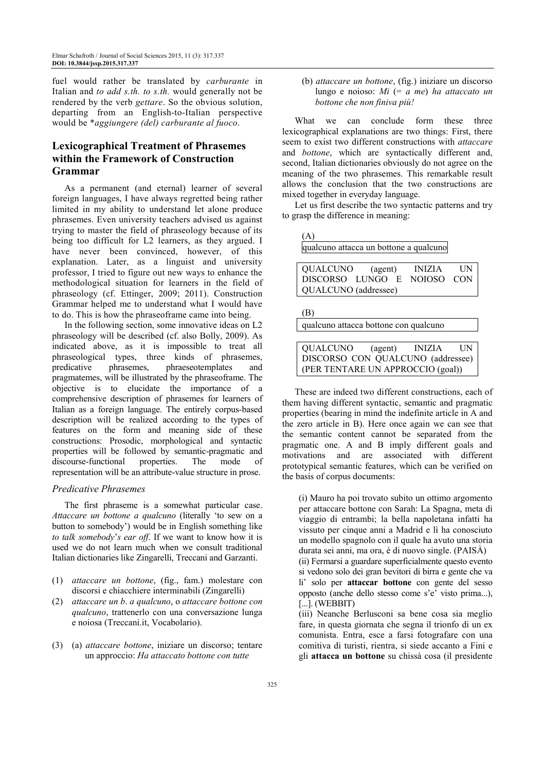fuel would rather be translated by *carburante* in Italian and *to add s.th. to s.th.* would generally not be rendered by the verb *gettare*. So the obvious solution, departing from an English-to-Italian perspective would be \**aggiungere (del) carburante al fuoco*.

## Lexicographical Treatment of Phrasemes within the Framework of Construction Grammar

As a permanent (and eternal) learner of several foreign languages, I have always regretted being rather limited in my ability to understand let alone produce phrasemes. Even university teachers advised us against trying to master the field of phraseology because of its being too difficult for L2 learners, as they argued. I have never been convinced, however, of this explanation. Later, as a linguist and university professor, I tried to figure out new ways to enhance the methodological situation for learners in the field of phraseology (cf. Ettinger, 2009; 2011). Construction Grammar helped me to understand what I would have to do. This is how the phraseoframe came into being.

In the following section, some innovative ideas on L2 phraseology will be described (cf. also Bolly, 2009). As indicated above, as it is impossible to treat all phraseological types, three kinds of phrasemes, predicative phrasemes, phraeseotemplates and pragmatemes, will be illustrated by the phraseoframe. The objective is to elucidate the importance of a comprehensive description of phrasemes for learners of Italian as a foreign language. The entirely corpus-based description will be realized according to the types of features on the form and meaning side of these constructions: Prosodic, morphological and syntactic properties will be followed by semantic-pragmatic and discourse-functional properties. The mode of representation will be an attribute-value structure in prose.

### *Predicative Phrasemes*

The first phraseme is a somewhat particular case. *Attaccare un bottone a qualcuno* (literally 'to sew on a button to somebody') would be in English something like *to talk somebody's ear off*. If we want to know how it is used we do not learn much when we consult traditional Italian dictionaries like Zingarelli, Treccani and Garzanti.

(1) *attaccare un bottone*, (fig., fam.) molestare con discorsi e chiacchiere interminabili (Zingarelli)

(2) *attaccare un b. a qualcuno*, o *attaccare bottone con qualcuno*, trattenerlo con una conversazione lunga e noiosa (Treccani.it, Vocabolario).

(3) (a) *attaccare bottone*, iniziare un discorso; tentare un approccio: *Ha attaccato bottone con tutte*

(b) *attaccare un bottone*, (fig.) iniziare un discorso lungo e noioso: *Mi* (= *a me*) *ha attaccato un bottone che non finiva più!*

What we can conclude form these three lexicographical explanations are two things: First, there seem to exist two different constructions with *attaccare* and *bottone*, which are syntactically different and, second, Italian dictionaries obviously do not agree on the meaning of the two phrasemes. This remarkable result allows the conclusion that the two constructions are mixed together in everyday language.

Let us first describe the two syntactic patterns and try to grasp the difference in meaning:

(A)

| qualcuno attacca un bottone a qualcuno |
|---|

| QUALCUNO (agent) INIZIA UN DISCORSO LUNGO E NOIOSO CON QUALCUNO (addressee) |
|---|

(B)

| qualcuno attacca bottone con qualcuno |
|---|

| QUALCUNO (agent) INIZIA UN DISCORSO CON QUALCUNO (addressee) (PER TENTARE UN APPROCCIO (goal)) |
|---|

These are indeed two different constructions, each of them having different syntactic, semantic and pragmatic properties (bearing in mind the indefinite article in A and the zero article in B). Here once again we can see that the semantic content cannot be separated from the pragmatic one. A and B imply different goals and motivations and are associated with different prototypical semantic features, which can be verified on the basis of corpus documents:

(i) Mauro ha poi trovato subito un ottimo argomento per attaccare bottone con Sarah: La Spagna, meta di viaggio di entrambi; la bella napoletana infatti ha vissuto per cinque anni a Madrid e lì ha conosciuto un modello spagnolo con il quale ha avuto una storia durata sei anni, ma ora, è di nuovo single. (PAISÀ)

(ii) Fermarsi a guardare superficialmente questo evento si vedono solo dei gran bevitori di birra e gente che va li' solo per **attaccar bottone** con gente del sesso opposto (anche dello stesso come s'e' visto prima...), [...]. (WEBBIT)

(iii) Neanche Berlusconi sa bene cosa sia meglio fare, in questa giornata che segna il trionfo di un ex comunista. Entra, esce a farsi fotografare con una comitiva di turisti, rientra, si siede accanto a Fini e gli **attacca un bottone** su chissà cosa (il presidente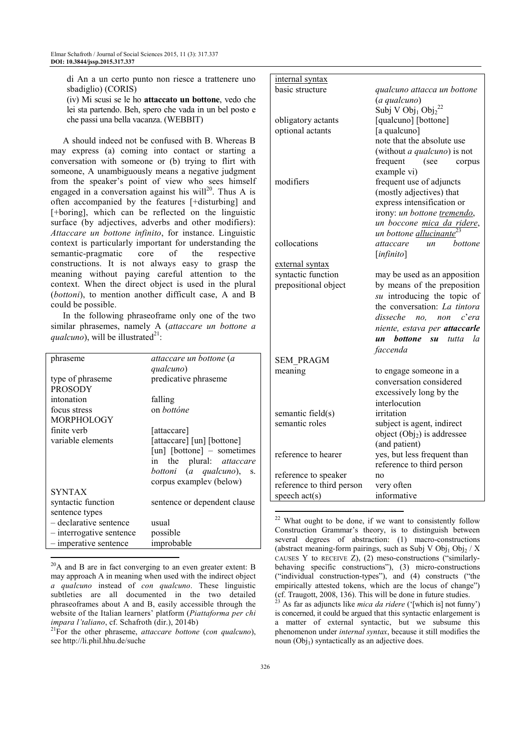di An a un certo punto non riesce a trattenere uno sbadiglio) (CORIS)

(iv) Mi scusi se le ho **attaccato un bottone**, vedo che lei sta partendo. Beh, spero che vada in un bel posto e che passi una bella vacanza. (WEBBIT)

A should indeed not be confused with B. Whereas B may express (a) coming into contact or starting a conversation with someone or (b) trying to flirt with someone, A unambiguously means a negative judgment from the speaker's point of view who sees himself engaged in a conversation against his will[20]. Thus A is often accompanied by the features [+disturbing] and [+boring], which can be reflected on the linguistic surface (by adjectives, adverbs and other modifiers): *Attaccare un bottone infinito*, for instance. Linguistic context is particularly important for understanding the semantic-pragmatic core of the respective constructions. It is not always easy to grasp the meaning without paying careful attention to the context. When the direct object is used in the plural (*bottoni*), to mention another difficult case, A and B could be possible.

In the following phraseoframe only one of the two similar phrasemes, namely A (*attaccare un bottone a qualcuno*), will be illustrated[21]:

| | |
|---|---|
| phraseme | *attaccare un bottone* (*a qualcuno*) |
| type of phraseme | predicative phraseme |
| PROSODY | |
| intonation | falling |
| focus stress | on *bottóne* |
| MORPHOLOGY | |
| finite verb | [attaccare] |
| variable elements | [attaccare] [un] [bottone]<br>[un] [bottone] – sometimes in the plural: *attaccare bottoni* (*a qualcuno*), s. corpus examplev (below) |
| SYNTAX | |
| syntactic function | sentence or dependent clause |
| sentence types | |
| – declarative sentence | usual |
| – interrogative sentence | possible |
| – imperative sentence | improbable |
| internal syntax | |
| basic structure | *qualcuno attacca un bottone* (*a qualcuno*)<br>Subj V $Obj_1$ $Obj_2$[22] |
| obligatory actants | [qualcuno] [bottone] |
| optional actants | [a qualcuno]<br>note that the absolute use (without *a qualcuno*) is not frequent (see corpus example vi) |
| modifiers | frequent use of adjuncts (mostly adjectives) that express intensification or irony: *un bottone tremendo*, *un boccone mica da ridere*, *un bottone allucinante*[23] |
| collocations | *attaccare un bottone* [*infinito*] |
| external syntax | |
| syntactic function | may be used as an apposition |
| prepositional object | by means of the preposition *su* introducing the topic of the conversation: *La tintora disseche no, non c'era niente, estava per **attaccarle un bottone su** tutta la faccenda* |
| SEM_PRAGM | |
| meaning | to engage someone in a conversation considered excessively long by the interlocution |
| semantic field(s) | irritation |
| semantic roles | subject is agent, indirect object ($Obj_2$) is addressee (and patient) |
| reference to hearer | yes, but less frequent than reference to third person |
| reference to speaker | no |
| reference to third person | very often |
| speech act(s) | informative |

[20] A and B are in fact converging to an even greater extent: B may approach A in meaning when used with the indirect object *a qualcuno* instead of *con qualcuno*. These linguistic subtleties are all documented in the two detailed phraseoframes about A and B, easily accessible through the website of the Italian learners' platform (*Piattaforma per chi impara l'taliano*, cf. Schafroth (dir.), 2014b)

[21] For the other phraseme, *attaccare bottone* (*con qualcuno*), see http://li.phil.hhu.de/suche

[22] What ought to be done, if we want to consistently follow Construction Grammar's theory, is to distinguish between several degrees of abstraction: (1) macro-constructions (abstract meaning-form pairings, such as Subj V $Obj_1$ $Obj_2$ / X CAUSES Y to RECEIVE Z), (2) meso-constructions ("similarly-behaving specific constructions"), (3) micro-constructions ("individual construction-types"), and (4) constructs ("the empirically attested tokens, which are the locus of change") (cf. Traugott, 2008, 136). This will be done in future studies.

[23] As far as adjuncts like *mica da ridere* ('[which is] not funny') is concerned, it could be argued that this syntactic enlargement is a matter of external syntactic, but we subsume this phenomenon under *internal syntax*, because it still modifies the noun ($Obj_1$) syntactically as an adjective does.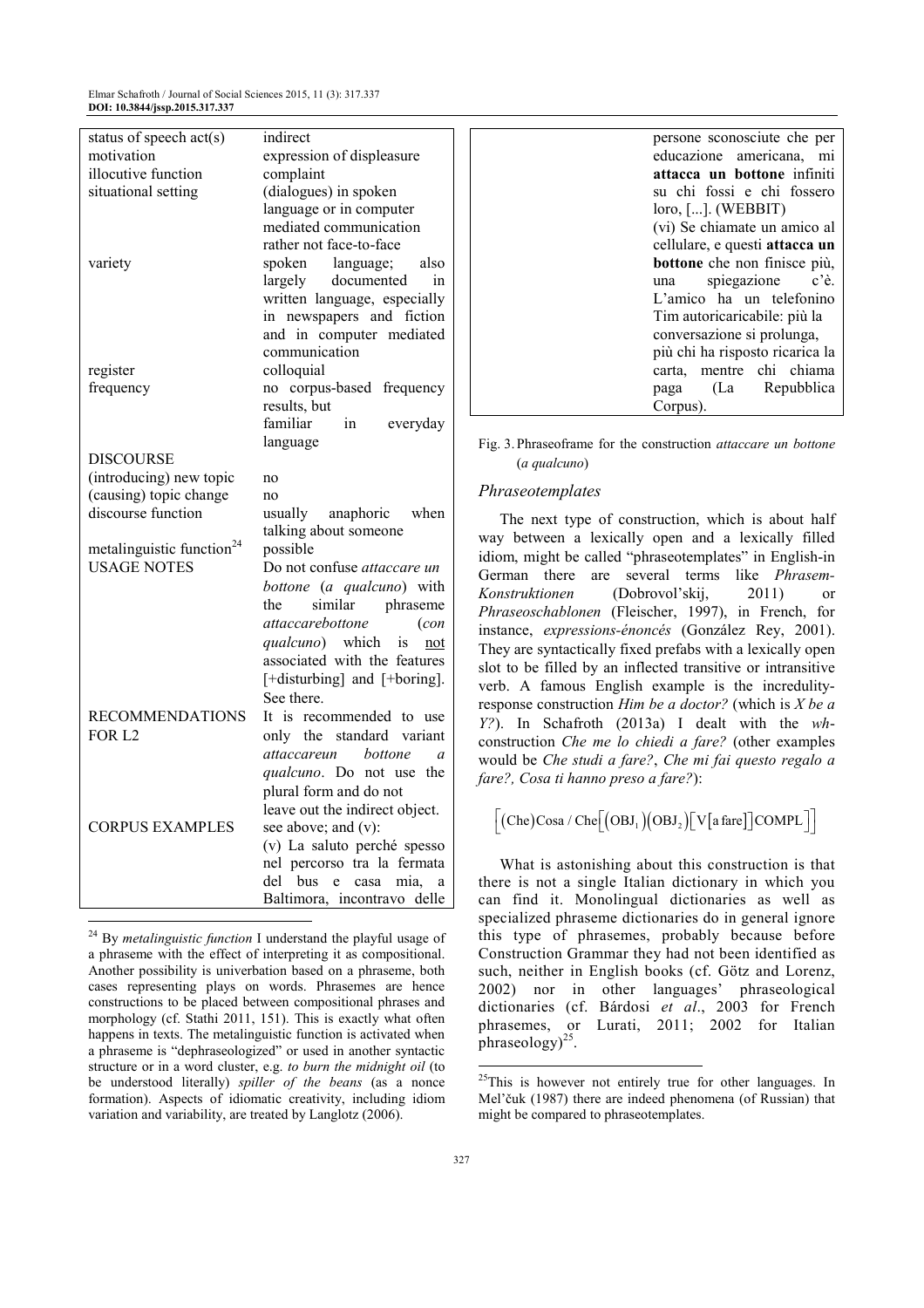| | |
|---|---|
| status of speech act(s) | indirect |
| motivation | expression of displeasure |
| illocutive function | complaint |
| situational setting | (dialogues) in spoken language or in computer mediated communication rather not face-to-face |
| variety | spoken language; also largely documented in written language, especially in newspapers and fiction and in computer mediated communication |
| register | colloquial |
| frequency | no corpus-based frequency results, but familiar in everyday language |
| DISCOURSE | |
| (introducing) new topic | no |
| (causing) topic change | no |
| discourse function | usually anaphoric when talking about someone |
| metalinguistic function[24] | possible |
| USAGE NOTES | Do not confuse *attaccare un bottone* (*a qualcuno*) with the similar phraseme *attaccarebottone* (*con qualcuno*) which is not associated with the features [+disturbing] and [+boring]. See there. |
| RECOMMENDATIONS FOR L2 | It is recommended to use only the standard variant *attaccareun bottone a qualcuno*. Do not use the plural form and do not leave out the indirect object. |
| CORPUS EXAMPLES | see above; and (v): (v) La saluto perché spesso nel percorso tra la fermata del bus e casa mia, a Baltimora, incontravo delle persone sconosciute che per educazione americana, mi **attacca un bottone** infiniti su chi fossi e chi fossero loro, [...]. (WEBBIT) (vi) Se chiamate un amico al cellulare, e questi **attacca un bottone** che non finisce più, una spiegazione c'è. L'amico ha un telefonino Tim autoricaricabile: più la conversazione si prolunga, più chi ha risposto ricarica la carta, mentre chi chiama paga (La Repubblica Corpus). |

Fig. 3. Phraseoframe for the construction *attaccare un bottone* (*a qualcuno*)

### *Phraseotemplates*

The next type of construction, which is about half way between a lexically open and a lexically filled idiom, might be called "phraseotemplates" in English-in German there are several terms like *Phrasem-Konstruktionen* (Dobrovol'skij, 2011) or *Phraseoschablonen* (Fleischer, 1997), in French, for instance, *expressions-énoncés* (González Rey, 2001). They are syntactically fixed prefabs with a lexically open slot to be filled by an inflected transitive or intransitive verb. A famous English example is the incredulity-response construction *Him be a doctor?* (which is *X be a Y?*). In Schafroth (2013a) I dealt with the *wh*-construction *Che me lo chiedi a fare?* (other examples would be *Che studi a fare?*, *Che mi fai questo regalo a fare?, Cosa ti hanno preso a fare?*):

$$\Big[(\text{Che})\text{Cosa / Che}\big[(\text{OBJ}_1)(\text{OBJ}_2)\big]\big[\text{V}[\text{a fare}]\big]\text{COMPL}\Big]$$

What is astonishing about this construction is that there is not a single Italian dictionary in which you can find it. Monolingual dictionaries as well as specialized phraseme dictionaries do in general ignore this type of phrasemes, probably because before Construction Grammar they had not been identified as such, neither in English books (cf. Götz and Lorenz, 2002) nor in other languages' phraseological dictionaries (cf. Bárdosi *et al*., 2003 for French phrasemes, or Lurati, 2011; 2002 for Italian phraseology)[25].

---

[24] By *metalinguistic function* I understand the playful usage of a phraseme with the effect of interpreting it as compositional. Another possibility is univerbation based on a phraseme, both cases representing plays on words. Phrasemes are hence constructions to be placed between compositional phrases and morphology (cf. Stathi 2011, 151). This is exactly what often happens in texts. The metalinguistic function is activated when a phraseme is "dephraseologized" or used in another syntactic structure or in a word cluster, e.g. *to burn the midnight oil* (to be understood literally) *spiller of the beans* (as a nonce formation). Aspects of idiomatic creativity, including idiom variation and variability, are treated by Langlotz (2006).

[25] This is however not entirely true for other languages. In Mel'čuk (1987) there are indeed phenomena (of Russian) that might be compared to phraseotemplates.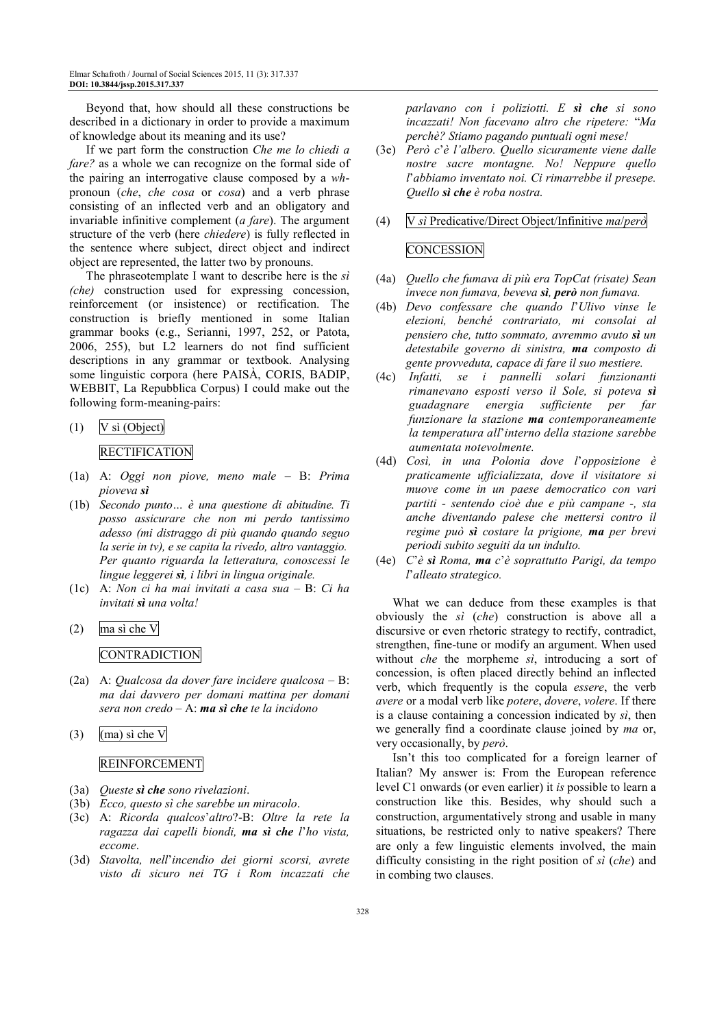Beyond that, how should all these constructions be described in a dictionary in order to provide a maximum of knowledge about its meaning and its use?

If we part form the construction *Che me lo chiedi a fare?* as a whole we can recognize on the formal side of the pairing an interrogative clause composed by a *wh*-pronoun (*che*, *che cosa* or *cosa*) and a verb phrase consisting of an inflected verb and an obligatory and invariable infinitive complement (*a fare*). The argument structure of the verb (here *chiedere*) is fully reflected in the sentence where subject, direct object and indirect object are represented, the latter two by pronouns.

The phraseotemplate I want to describe here is the *sì (che)* construction used for expressing concession, reinforcement (or insistence) or rectification. The construction is briefly mentioned in some Italian grammar books (e.g., Serianni, 1997, 252, or Patota, 2006, 255), but L2 learners do not find sufficient descriptions in any grammar or textbook. Analysing some linguistic corpora (here PAISÀ, CORIS, BADIP, WEBBIT, La Repubblica Corpus) I could make out the following form-meaning-pairs:

(1) V sì (Object)

RECTIFICATION

(1a) A: *Oggi non piove, meno male* – B: *Prima pioveva **sì***

(1b) *Secondo punto… è una questione di abitudine. Ti posso assicurare che non mi perdo tantissimo adesso (mi distraggo di più quando quando seguo la serie in tv), e se capita la rivedo, altro vantaggio. Per quanto riguarda la letteratura, conoscessi le lingue leggerei **sì**, i libri in lingua originale.*

(1c) A: *Non ci ha mai invitati a casa sua* – B: *Ci ha invitati **sì** una volta!*

(2) ma sì che V

CONTRADICTION

(2a) A: *Qualcosa da dover fare incidere qualcosa* – B: *ma dai davvero per domani mattina per domani sera non credo* – A: ***ma sì che** te la incidono*

(3) (ma) sì che V

REINFORCEMENT

(3a) *Queste **sì che** sono rivelazioni*.

(3b) *Ecco, questo sì che sarebbe un miracolo*.

(3c) A: *Ricorda qualcos'altro*?-B: *Oltre la rete la ragazza dai capelli biondi, **ma sì che** l'ho vista, eccome*.

(3d) *Stavolta, nell'incendio dei giorni scorsi, avrete visto di sicuro nei TG i Rom incazzati che parlavano con i poliziotti. E **sì che** si sono incazzati! Non facevano altro che ripetere:* "*Ma perchè? Stiamo pagando puntuali ogni mese!*

(3e) *Però c'è l'albero. Quello sicuramente viene dalle nostre sacre montagne. No! Neppure quello l'abbiamo inventato noi. Ci rimarrebbe il presepe. Quello **sì che** è roba nostra.*

(4) V *sì* Predicative/Direct Object/Infinitive *ma*/*però*

CONCESSION

(4a) *Quello che fumava di più era TopCat (risate) Sean invece non fumava, beveva **sì**, **però** non fumava.*

(4b) *Devo confessare che quando l'Ulivo vinse le elezioni, benché contrariato, mi consolai al pensiero che, tutto sommato, avremmo avuto **sì** un detestabile governo di sinistra, **ma** composto di gente provveduta, capace di fare il suo mestiere.*

(4c) *Infatti, se i pannelli solari funzionanti rimanevano esposti verso il Sole, si poteva **sì** guadagnare energia sufficiente per far funzionare la stazione **ma** contemporaneamente la temperatura all'interno della stazione sarebbe aumentata notevolmente.*

(4d) *Così, in una Polonia dove l'opposizione è praticamente ufficializzata, dove il visitatore si muove come in un paese democratico con vari partiti - sentendo cioè due e più campane -, sta anche diventando palese che mettersi contro il regime può **sì** costare la prigione, **ma** per brevi periodi subito seguiti da un indulto.*

(4e) *C'è **sì** Roma, **ma** c'è soprattutto Parigi, da tempo l'alleato strategico.*

What we can deduce from these examples is that obviously the *sì* (*che*) construction is above all a discursive or even rhetoric strategy to rectify, contradict, strengthen, fine-tune or modify an argument. When used without *che* the morpheme *sì*, introducing a sort of concession, is often placed directly behind an inflected verb, which frequently is the copula *essere*, the verb *avere* or a modal verb like *potere*, *dovere*, *volere*. If there is a clause containing a concession indicated by *sì*, then we generally find a coordinate clause joined by *ma* or, very occasionally, by *però*.

Isn't this too complicated for a foreign learner of Italian? My answer is: From the European reference level C1 onwards (or even earlier) it *is* possible to learn a construction like this. Besides, why should such a construction, argumentatively strong and usable in many situations, be restricted only to native speakers? There are only a few linguistic elements involved, the main difficulty consisting in the right position of *sì* (*che*) and in combing two clauses.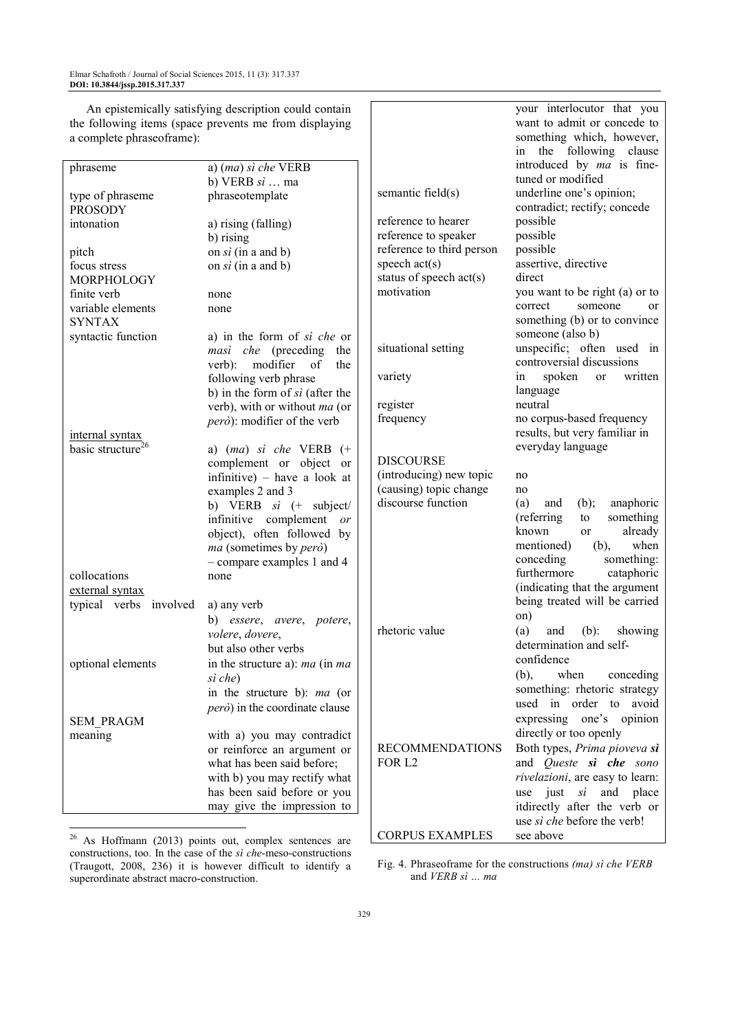An epistemically satisfying description could contain the following items (space prevents me from displaying a complete phraseoframe):

| | |
|---|---|
| phraseme | a) (*ma*) *sì che* VERB<br>b) VERB *sì* … ma |
| type of phraseme | phraseotemplate |
| PROSODY | |
| intonation | a) rising (falling)<br>b) rising |
| pitch | on *sì* (in a and b) |
| focus stress | on *sì* (in a and b) |
| MORPHOLOGY | |
| finite verb | none |
| variable elements | none |
| SYNTAX | |
| syntactic function | a) in the form of *sì che* or *masì che* (preceding the verb): modifier of the following verb phrase<br>b) in the form of *sì* (after the verb), with or without *ma* (or *però*): modifier of the verb |
| internal syntax | |
| basic structure[26] | a) (*ma*) *sì che* VERB (+ complement or object or infinitive) – have a look at examples 2 and 3<br>b) VERB *sì* (+ subject/ infinitive complement *or* object), often followed by *ma* (sometimes by *però*) – compare examples 1 and 4 |
| collocations | none |
| external syntax | |
| typical verbs involved | a) any verb<br>b) *essere*, *avere*, *potere*, *volere*, *dovere*, but also other verbs |
| optional elements | in the structure a): *ma* (in *ma sì che*)<br>in the structure b): *ma* (or *però*) in the coordinate clause |
| SEM_PRAGM | |
| meaning | with a) you may contradict or reinforce an argument or what has been said before; with b) you may rectify what has been said before or you may give the impression to your interlocutor that you want to admit or concede to something which, however, in the following clause introduced by *ma* is fine-tuned or modified |
| semantic field(s) | underline one's opinion; contradict; rectify; concede |
| reference to hearer | possible |
| reference to speaker | possible |
| reference to third person | possible |
| speech act(s) | assertive, directive |
| status of speech act(s) | direct |
| motivation | you want to be right (a) or to correct someone or something (b) or to convince someone (also b) |
| situational setting | unspecific; often used in controversial discussions |
| variety | in spoken or written language |
| register | neutral |
| frequency | no corpus-based frequency results, but very familiar in everyday language |
| DISCOURSE | |
| (introducing) new topic | no |
| (causing) topic change | no |
| discourse function | (a) and (b); anaphoric (referring to something known or already mentioned) (b), when conceding something: furthermore cataphoric (indicating that the argument being treated will be carried on) |
| rhetoric value | (a) and (b): showing determination and self-confidence<br>(b), when conceding something: rhetoric strategy used in order to avoid expressing one's opinion directly or too openly |
| RECOMMENDATIONS FOR L2 | Both types, *Prima pioveva **sì*** and *Queste **sì che** sono rivelazioni*, are easy to learn: use just *sì* and place itdirectly after the verb or use *sì che* before the verb! |
| CORPUS EXAMPLES | see above |

Fig. 4. Phraseoframe for the constructions *(ma) sì che VERB* and *VERB sì … ma*

[26] As Hoffmann (2013) points out, complex sentences are constructions, too. In the case of the *sì che*-meso-constructions (Traugott, 2008, 236) it is however difficult to identify a superordinate abstract macro-construction.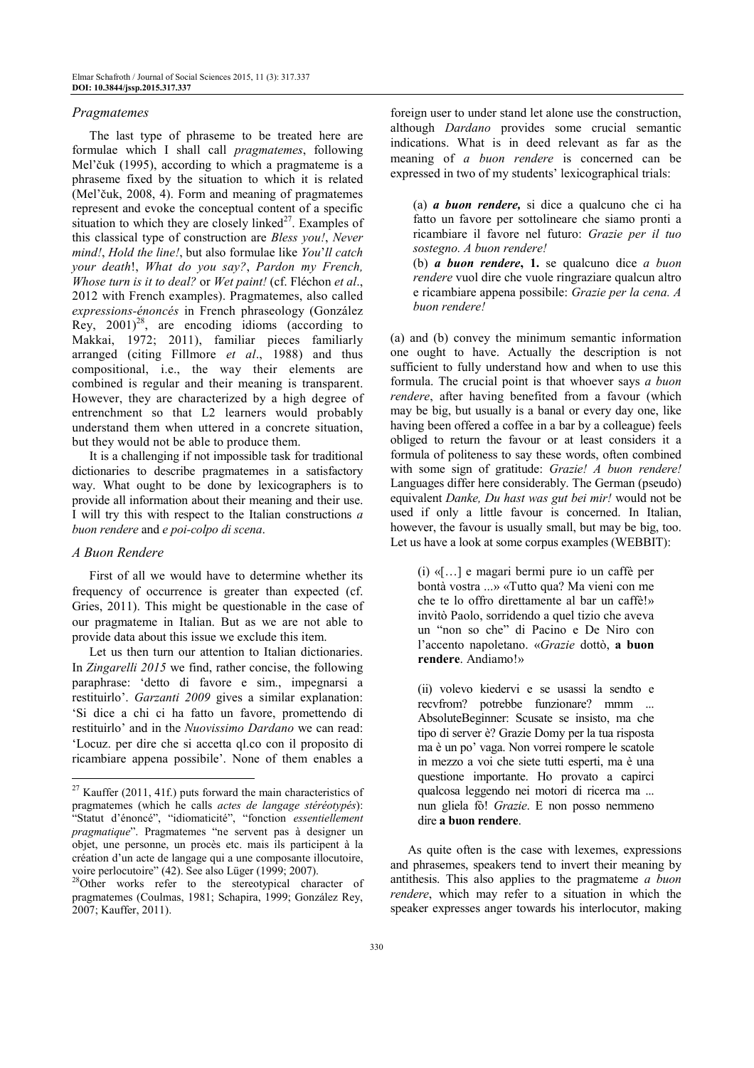### *Pragmatemes*

The last type of phraseme to be treated here are formulae which I shall call *pragmatemes*, following Mel'čuk (1995), according to which a pragmateme is a phraseme fixed by the situation to which it is related (Mel'čuk, 2008, 4). Form and meaning of pragmatemes represent and evoke the conceptual content of a specific situation to which they are closely linked[27]. Examples of this classical type of construction are *Bless you!*, *Never mind!*, *Hold the line!*, but also formulae like *You'll catch your death*!, *What do you say?*, *Pardon my French, Whose turn is it to deal?* or *Wet paint!* (cf. Fléchon *et al*., 2012 with French examples). Pragmatemes, also called *expressions-énoncés* in French phraseology (González Rey, 2001)[28], are encoding idioms (according to Makkai, 1972; 2011), familiar pieces familiarly arranged (citing Fillmore *et al*., 1988) and thus compositional, i.e., the way their elements are combined is regular and their meaning is transparent. However, they are characterized by a high degree of entrenchment so that L2 learners would probably understand them when uttered in a concrete situation, but they would not be able to produce them.

It is a challenging if not impossible task for traditional dictionaries to describe pragmatemes in a satisfactory way. What ought to be done by lexicographers is to provide all information about their meaning and their use. I will try this with respect to the Italian constructions *a buon rendere* and *e poi-colpo di scena*.

### *A Buon Rendere*

First of all we would have to determine whether its frequency of occurrence is greater than expected (cf. Gries, 2011). This might be questionable in the case of our pragmateme in Italian. But as we are not able to provide data about this issue we exclude this item.

Let us then turn our attention to Italian dictionaries. In *Zingarelli 2015* we find, rather concise, the following paraphrase: 'detto di favore e sim., impegnarsi a restituirlo'. *Garzanti 2009* gives a similar explanation: 'Si dice a chi ci ha fatto un favore, promettendo di restituirlo' and in the *Nuovissimo Dardano* we can read: 'Locuz. per dire che si accetta ql.co con il proposito di ricambiare appena possibile'. None of them enables a foreign user to under stand let alone use the construction, although *Dardano* provides some crucial semantic indications. What is in deed relevant as far as the meaning of *a buon rendere* is concerned can be expressed in two of my students' lexicographical trials:

> (a) ***a buon rendere,*** si dice a qualcuno che ci ha fatto un favore per sottolineare che siamo pronti a ricambiare il favore nel futuro: *Grazie per il tuo sostegno. A buon rendere!*
>
> (b) ***a buon rendere*, 1.** se qualcuno dice *a buon rendere* vuol dire che vuole ringraziare qualcun altro e ricambiare appena possibile: *Grazie per la cena. A buon rendere!*

(a) and (b) convey the minimum semantic information one ought to have. Actually the description is not sufficient to fully understand how and when to use this formula. The crucial point is that whoever says *a buon rendere*, after having benefited from a favour (which may be big, but usually is a banal or every day one, like having been offered a coffee in a bar by a colleague) feels obliged to return the favour or at least considers it a formula of politeness to say these words, often combined with some sign of gratitude: *Grazie! A buon rendere!* Languages differ here considerably. The German (pseudo) equivalent *Danke, Du hast was gut bei mir!* would not be used if only a little favour is concerned. In Italian, however, the favour is usually small, but may be big, too. Let us have a look at some corpus examples (WEBBIT):

> (i) «[…] e magari bermi pure io un caffè per bontà vostra ...» «Tutto qua? Ma vieni con me che te lo offro direttamente al bar un caffè!» invitò Paolo, sorridendo a quel tizio che aveva un "non so che" di Pacino e De Niro con l'accento napoletano. «*Grazie* dottò, **a buon rendere**. Andiamo!»
>
> (ii) volevo kiedervi e se usassi la sendto e recvfrom? potrebbe funzionare? mmm ... AbsoluteBeginner: Scusate se insisto, ma che tipo di server è? Grazie Domy per la tua risposta ma è un po' vaga. Non vorrei rompere le scatole in mezzo a voi che siete tutti esperti, ma è una questione importante. Ho provato a capirci qualcosa leggendo nei motori di ricerca ma ... nun gliela fò! *Grazie*. E non posso nemmeno dire **a buon rendere**.

As quite often is the case with lexemes, expressions and phrasemes, speakers tend to invert their meaning by antithesis. This also applies to the pragmateme *a buon rendere*, which may refer to a situation in which the speaker expresses anger towards his interlocutor, making

---

[27] Kauffer (2011, 41f.) puts forward the main characteristics of pragmatemes (which he calls *actes de langage stéréotypés*): "Statut d'énoncé", "idiomaticité", "fonction *essentiellement pragmatique*". Pragmatemes "ne servent pas à designer un objet, une personne, un procès etc. mais ils participent à la création d'un acte de langage qui a une composante illocutoire, voire perlocutoire" (42). See also Lüger (1999; 2007).

[28] Other works refer to the stereotypical character of pragmatemes (Coulmas, 1981; Schapira, 1999; González Rey, 2007; Kauffer, 2011).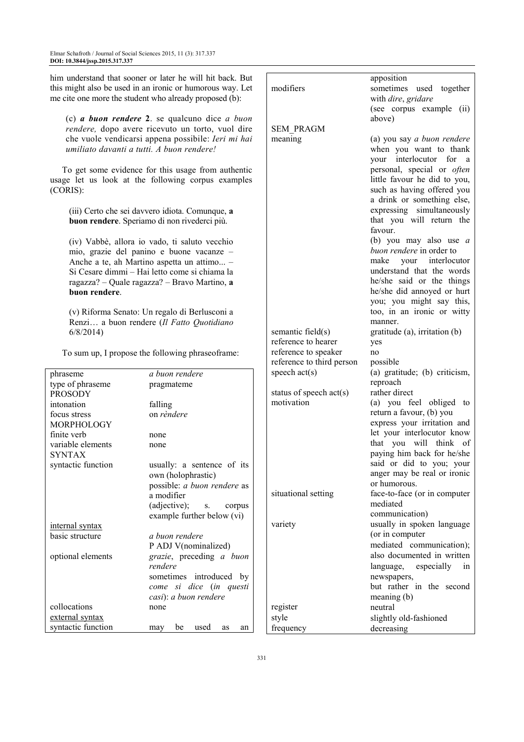him understand that sooner or later he will hit back. But this might also be used in an ironic or humorous way. Let me cite one more the student who already proposed (b):

> (c) ***a buon rendere* 2**. se qualcuno dice *a buon rendere,* dopo avere ricevuto un torto, vuol dire che vuole vendicarsi appena possibile: *Ieri mi hai umiliato davanti a tutti. A buon rendere!*

To get some evidence for this usage from authentic usage let us look at the following corpus examples (CORIS):

> (iii) Certo che sei davvero idiota. Comunque, **a buon rendere**. Speriamo di non rivederci più.

> (iv) Vabbè, allora io vado, ti saluto vecchio mio, grazie del panino e buone vacanze – Anche a te, ah Martino aspetta un attimo... – Si Cesare dimmi – Hai letto come si chiama la ragazza? – Quale ragazza? – Bravo Martino, **a buon rendere**.

> (v) Riforma Senato: Un regalo di Berlusconi a Renzi… a buon rendere (*Il Fatto Quotidiano* 6/8/2014)

To sum up, I propose the following phraseoframe:

| | |
|---|---|
| phraseme | *a buon rendere* |
| type of phraseme | pragmateme |
| PROSODY | |
| intonation | falling |
| focus stress | on *rèndere* |
| MORPHOLOGY | |
| finite verb | none |
| variable elements | none |
| SYNTAX | |
| syntactic function | usually: a sentence of its own (holophrastic) possible: *a buon rendere* as a modifier (adjective); s. corpus example further below (vi) |
| internal syntax | |
| basic structure | *a buon rendere* P ADJ V(nominalized) |
| optional elements | *grazie*, preceding *a buon rendere* sometimes introduced by *come si dice* (*in questi casi*): *a buon rendere* |
| collocations | none |
| external syntax | |
| syntactic function | may be used as an apposition |
| modifiers | sometimes used together with *dire*, *gridare* (see corpus example (ii) above) |
| SEM_PRAGM | |
| meaning | (a) you say *a buon rendere* when you want to thank your interlocutor for a personal, special or *often* little favour he did to you, such as having offered you a drink or something else, expressing simultaneously that you will return the favour. (b) you may also use *a buon rendere* in order to make your interlocutor understand that the words he/she said or the things he/she did annoyed or hurt you; you might say this, too, in an ironic or witty manner. |
| semantic field(s) | gratitude (a), irritation (b) |
| reference to hearer | yes |
| reference to speaker | no |
| reference to third person | possible |
| speech act(s) | (a) gratitude; (b) criticism, reproach |
| status of speech act(s) | rather direct |
| motivation | (a) you feel obliged to return a favour, (b) you express your irritation and let your interlocutor know that you will think of paying him back for he/she said or did to you; your anger may be real or ironic or humorous. |
| situational setting | face-to-face (or in computer mediated communication) |
| variety | usually in spoken language (or in computer mediated communication); also documented in written language, especially in newspapers, but rather in the second meaning (b) |
| register | neutral |
| style | slightly old-fashioned |
| frequency | decreasing |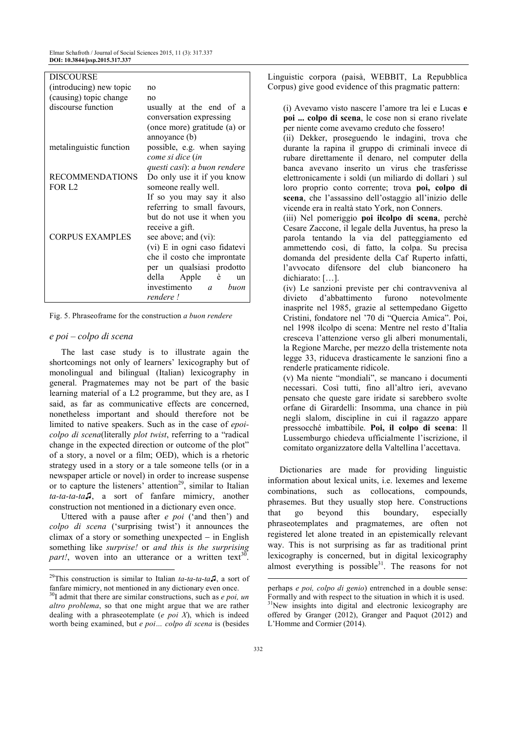| DISCOURSE | |
|---|---|
| (introducing) new topic | no |
| (causing) topic change | no |
| discourse function | usually at the end of a conversation expressing (once more) gratitude (a) or annoyance (b) |
| metalinguistic function | possible, e.g. when saying *come si dice* (*in questi casi*): *a buon rendere* |
| RECOMMENDATIONS FOR L2 | Do only use it if you know someone really well. If so you may say it also referring to small favours, but do not use it when you receive a gift. |
| CORPUS EXAMPLES | see above; and (vi): (vi) E in ogni caso fidatevi che il costo che impront​ate per un qualsiasi prodotto della Apple è un investimento *a buon rendere !* |

Fig. 5. Phraseoframe for the construction *a buon rendere*

## *e poi – colpo di scena*

The last case study is to illustrate again the shortcomings not only of learners' lexicography but of monolingual and bilingual (Italian) lexicography in general. Pragmatemes may not be part of the basic learning material of a L2 programme, but they are, as I said, as far as communicative effects are concerned, nonetheless important and should therefore not be limited to native speakers. Such as in the case of *epoi-colpo di scena*(literally *plot twist*, referring to a "radical change in the expected direction or outcome of the plot" of a story, a novel or a film; OED), which is a rhetoric strategy used in a story or a tale someone tells (or in a newspaper article or novel) in order to increase suspense or to capture the listeners' attention[29], similar to Italian *ta-ta-ta-ta*♫, a sort of fanfare mimicry, another construction not mentioned in a dictionary even once.

Uttered with a pause after *e poi* ('and then') and *colpo di scena* ('surprising twist') it announces the climax of a story or something unexpected – in English something like *surprise!* or *and this is the surprising part!*, woven into an utterance or a written text[30]. Linguistic corpora (paisà, WEBBIT, La Repubblica Corpus) give good evidence of this pragmatic pattern:

(i) Avevamo visto nascere l'amore tra lei e Lucas **e poi ... colpo di scena**, le cose non si erano rivelate per niente come avevamo creduto che fossero!
(ii) Dekker, proseguendo le indagini, trova che durante la rapina il gruppo di criminali invece di rubare direttamente il denaro, nel computer della banca avevano inserito un virus che trasferisse elettronicamente i soldi (un miliardo di dollari ) sul loro proprio conto corrente; trova **poi, colpo di scena**, che l'assassino dell'ostaggio all'inizio delle vicende era in realtà stato York, non Conners.
(iii) Nel pomeriggio **poi ilcolpo di scena**, perchè Cesare Zaccone, il legale della Juventus, ha preso la parola tentando la via del patteggiamento ed ammettendo così, di fatto, la colpa. Su precisa domanda del presidente della Caf Ruperto infatti, l'avvocato difensore del club bianconero ha dichiarato: […].
(iv) Le sanzioni previste per chi contravveniva al divieto d'abbattimento furono notevolmente inasprite nel 1985, grazie al settempedano Gigetto Cristini, fondatore nel '70 di "Quercia Amica". Poi, nel 1998 ilcolpo di scena: Mentre nel resto d'Italia cresceva l'attenzione verso gli alberi monumentali, la Regione Marche, per mezzo della tristemente nota legge 33, riduceva drasticamente le sanzioni fino a renderle praticamente ridicole.
(v) Ma niente "mondiali", se mancano i documenti necessari. Così tutti, fino all'altro ieri, avevano pensato che queste gare iridate si sarebbero svolte orfane di Girardelli: Insomma, una chance in più negli slalom, discipline in cui il ragazzo appare pressocché imbattibile. **Poi, il colpo di scena**: Il Lussemburgo chiedeva ufficialmente l'iscrizione, il comitato organizzatore della Valtellina l'accettava.

Dictionaries are made for providing linguistic information about lexical units, i.e. lexemes and lexeme combinations, such as collocations, compounds, phrasemes. But they usually stop here. Constructions that go beyond this boundary, especially phraseotemplates and pragmatemes, are often not registered let alone treated in an epistemically relevant way. This is not surprising as far as traditional print lexicography is concerned, but in digital lexicography almost everything is possible[31]. The reasons for not

[29]This construction is similar to Italian *ta-ta-ta-ta*♫, a sort of fanfare mimicry, not mentioned in any dictionary even once.

[30]I admit that there are similar constructions, such as *e poi, un altro problema*, so that one might argue that we are rather dealing with a phraseotemplate (*e poi X*), which is indeed worth being examined, but *e poi… colpo di scena* is (besides perhaps *e poi, colpo di genio*) entrenched in a double sense: Formally and with respect to the situation in which it is used.

[31]New insights into digital and electronic lexicography are offered by Granger (2012), Granger and Paquot (2012) and L'Homme and Cormier (2014).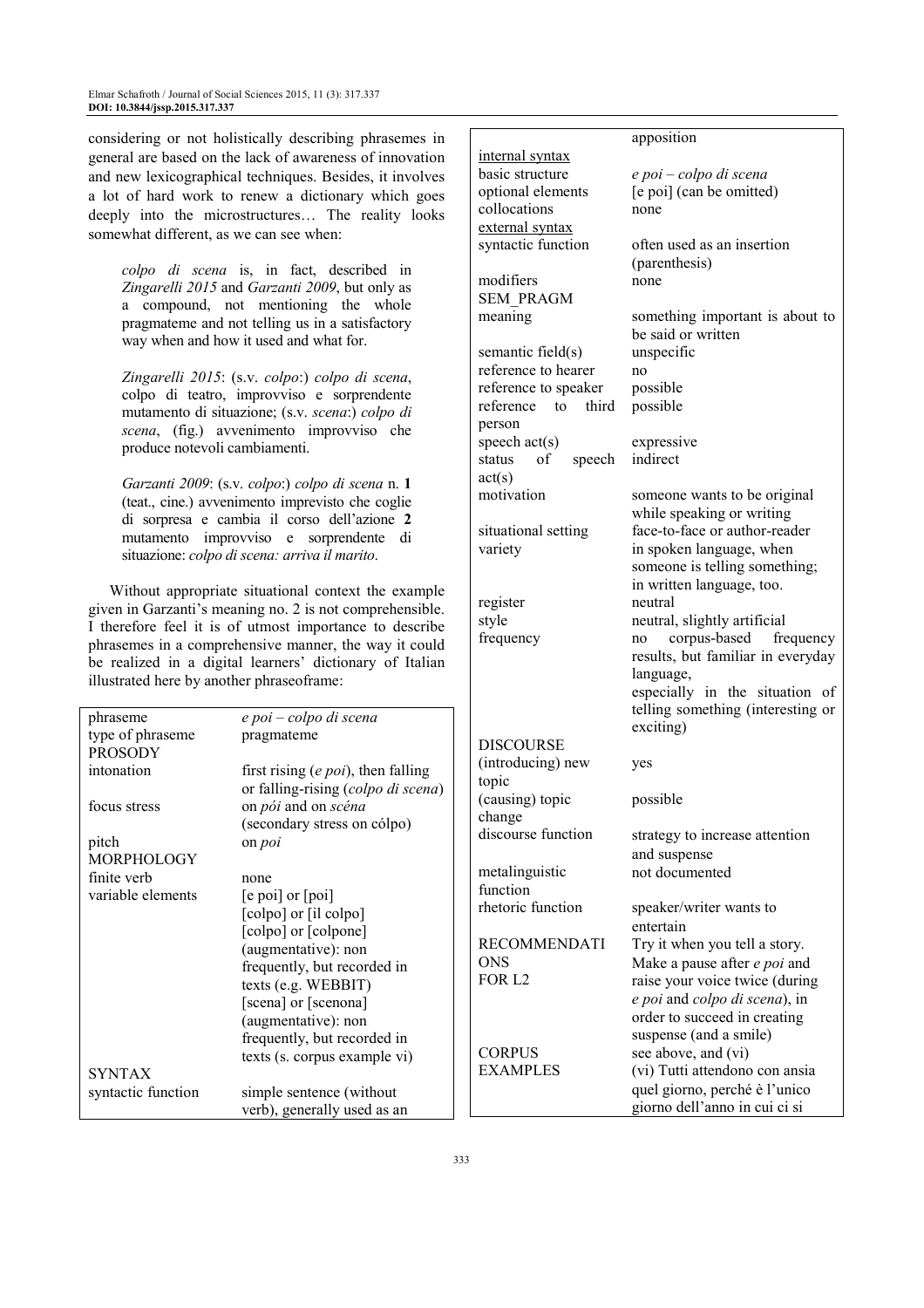considering or not holistically describing phrasemes in general are based on the lack of awareness of innovation and new lexicographical techniques. Besides, it involves a lot of hard work to renew a dictionary which goes deeply into the microstructures… The reality looks somewhat different, as we can see when:

> *colpo di scena* is, in fact, described in *Zingarelli 2015* and *Garzanti 2009*, but only as a compound, not mentioning the whole pragmateme and not telling us in a satisfactory way when and how it used and what for.
>
> *Zingarelli 2015*: (s.v. *colpo*:) *colpo di scena*, colpo di teatro, improvviso e sorprendente mutamento di situazione; (s.v. *scena*:) *colpo di scena*, (fig.) avvenimento improvviso che produce notevoli cambiamenti.
>
> *Garzanti 2009*: (s.v. *colpo*:) *colpo di scena* n. **1** (teat., cine.) avvenimento imprevisto che coglie di sorpresa e cambia il corso dell'azione **2** mutamento improvviso e sorprendente di situazione: *colpo di scena: arriva il marito*.

Without appropriate situational context the example given in Garzanti's meaning no. 2 is not comprehensible. I therefore feel it is of utmost importance to describe phrasemes in a comprehensive manner, the way it could be realized in a digital learners' dictionary of Italian illustrated here by another phraseoframe:

| | |
|---|---|
| phraseme | *e poi – colpo di scena* |
| type of phraseme | pragmateme |
| PROSODY | |
| intonation | first rising (*e poi*), then falling or falling-rising (*colpo di scena*) |
| focus stress | on *pói* and on *scéna* (secondary stress on cólpo) |
| pitch | on *poi* |
| MORPHOLOGY | |
| finite verb | none |
| variable elements | [e poi] or [poi]<br>[colpo] or [il colpo]<br>[colpo] or [colpone] (augmentative): non frequently, but recorded in texts (e.g. WEBBIT)<br>[scena] or [scenona] (augmentative): non frequently, but recorded in texts (s. corpus example vi) |
| SYNTAX | |
| syntactic function | simple sentence (without verb), generally used as an apposition |
| internal syntax | |
| basic structure | *e poi – colpo di scena* |
| optional elements | [e poi] (can be omitted) |
| collocations | none |
| external syntax | |
| syntactic function | often used as an insertion (parenthesis) |
| modifiers | none |
| SEM_PRAGM | |
| meaning | something important is about to be said or written |
| semantic field(s) | unspecific |
| reference to hearer | no |
| reference to speaker | possible |
| reference to third person | possible |
| speech act(s) | expressive |
| status of speech act(s) | indirect |
| motivation | someone wants to be original while speaking or writing |
| situational setting | face-to-face or author-reader |
| variety | in spoken language, when someone is telling something; in written language, too. |
| register | neutral |
| style | neutral, slightly artificial |
| frequency | no corpus-based frequency results, but familiar in everyday language, especially in the situation of telling something (interesting or exciting) |
| DISCOURSE | |
| (introducing) new topic | yes |
| (causing) topic change | possible |
| discourse function | strategy to increase attention and suspense |
| metalinguistic function | not documented |
| rhetoric function | speaker/writer wants to entertain |
| RECOMMENDATIONS FOR L2 | Try it when you tell a story. Make a pause after *e poi* and raise your voice twice (during *e poi* and *colpo di scena*), in order to succeed in creating suspense (and a smile) |
| CORPUS EXAMPLES | see above, and (vi)<br>(vi) Tutti attendono con ansia quel giorno, perché è l'unico giorno dell'anno in cui ci si |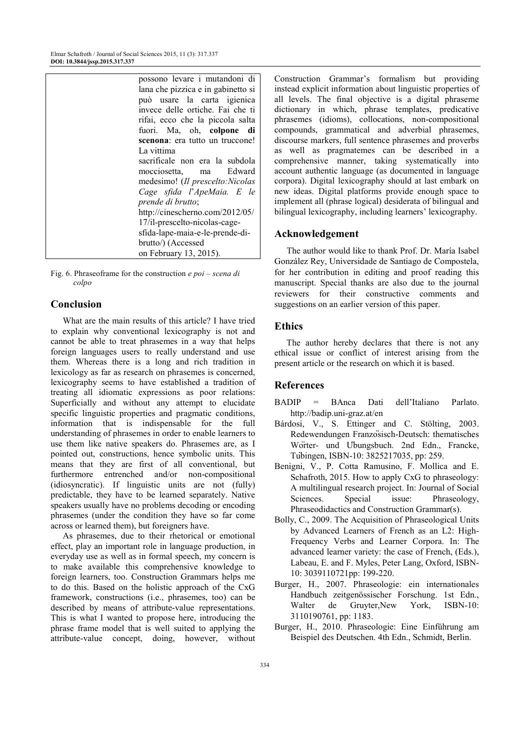| | possono levare i mutandoni di lana che pizzica e in gabinetto si può usare la carta igienica invece delle ortiche. Fai che ti rifai, ecco che la piccola salta fuori. Ma, oh, **colpone di scenona**: era tutto un truccone! La vittima sacrificale non era la subdola mocciosetta, ma Edward medesimo! (*Il prescelto:Nicolas Cage sfida l'ApeMaia. E le prende di brutto*; http://cinescherno.com/2012/05/17/il-prescelto-nicolas-cage-sfida-lape-maia-e-le-prende-di-brutto/) (Accessed on February 13, 2015). |
|---|---|

Fig. 6. Phraseoframe for the construction *e poi – scena di colpo*

## Conclusion

What are the main results of this article? I have tried to explain why conventional lexicography is not and cannot be able to treat phrasemes in a way that helps foreign languages users to really understand and use them. Whereas there is a long and rich tradition in lexicology as far as research on phrasemes is concerned, lexicography seems to have established a tradition of treating all idiomatic expressions as poor relations: Superficially and without any attempt to elucidate specific linguistic properties and pragmatic conditions, information that is indispensable for the full understanding of phrasemes in order to enable learners to use them like native speakers do. Phrasemes are, as I pointed out, constructions, hence symbolic units. This means that they are first of all conventional, but furthermore entrenched and/or non-compositional (idiosyncratic). If linguistic units are not (fully) predictable, they have to be learned separately. Native speakers usually have no problems decoding or encoding phrasemes (under the condition they have so far come across or learned them), but foreigners have.

As phrasemes, due to their rhetorical or emotional effect, play an important role in language production, in everyday use as well as in formal speech, my concern is to make available this comprehensive knowledge to foreign learners, too. Construction Grammars helps me to do this. Based on the holistic approach of the CxG framework, constructions (i.e., phrasemes, too) can be described by means of attribute-value representations. This is what I wanted to propose here, introducing the phrase frame model that is well suited to applying the attribute-value concept, doing, however, without Construction Grammar's formalism but providing instead explicit information about linguistic properties of all levels. The final objective is a digital phraseme dictionary in which, phrase templates, predicative phrasemes (idioms), collocations, non-compositional compounds, grammatical and adverbial phrasemes, discourse markers, full sentence phrasemes and proverbs as well as pragmatemes can be described in a comprehensive manner, taking systematically into account authentic language (as documented in language corpora). Digital lexicography should at last embark on new ideas. Digital platforms provide enough space to implement all (phrase logical) desiderata of bilingual and bilingual lexicography, including learners' lexicography.

## Acknowledgement

The author would like to thank Prof. Dr. María Isabel González Rey, Universidade de Santiago de Compostela, for her contribution in editing and proof reading this manuscript. Special thanks are also due to the journal reviewers for their constructive comments and suggestions on an earlier version of this paper.

## Ethics

The author hereby declares that there is not any ethical issue or conflict of interest arising from the present article or the research on which it is based.

## References

BADIP = BAnca Dati dell'Italiano Parlato. http://badip.uni-graz.at/en

Bárdosi, V., S. Ettinger and C. Stölting, 2003. Redewendungen Französisch-Deutsch: thematisches Wörter- und Übungsbuch. 2nd Edn., Francke, Tübingen, ISBN-10: 3825217035, pp: 259.

Benigni, V., P. Cotta Ramusino, F. Mollica and E. Schafroth, 2015. How to apply CxG to phraseology: A multilingual research project. In: Journal of Social Sciences. Special issue: Phraseology, Phraseodidactics and Construction Grammar(s).

Bolly, C., 2009. The Acquisition of Phraseological Units by Advanced Learners of French as an L2: High-Frequency Verbs and Learner Corpora. In: The advanced learner variety: the case of French, (Eds.), Labeau, E. and F. Myles, Peter Lang, Oxford, ISBN-10: 3039110721pp: 199-220.

Burger, H., 2007. Phraseologie: ein internationales Handbuch zeitgenössischer Forschung. 1st Edn., Walter de Gruyter,New York, ISBN-10: 3110190761, pp: 1183.

Burger, H., 2010. Phraseologie: Eine Einführung am Beispiel des Deutschen. 4th Edn., Schmidt, Berlin.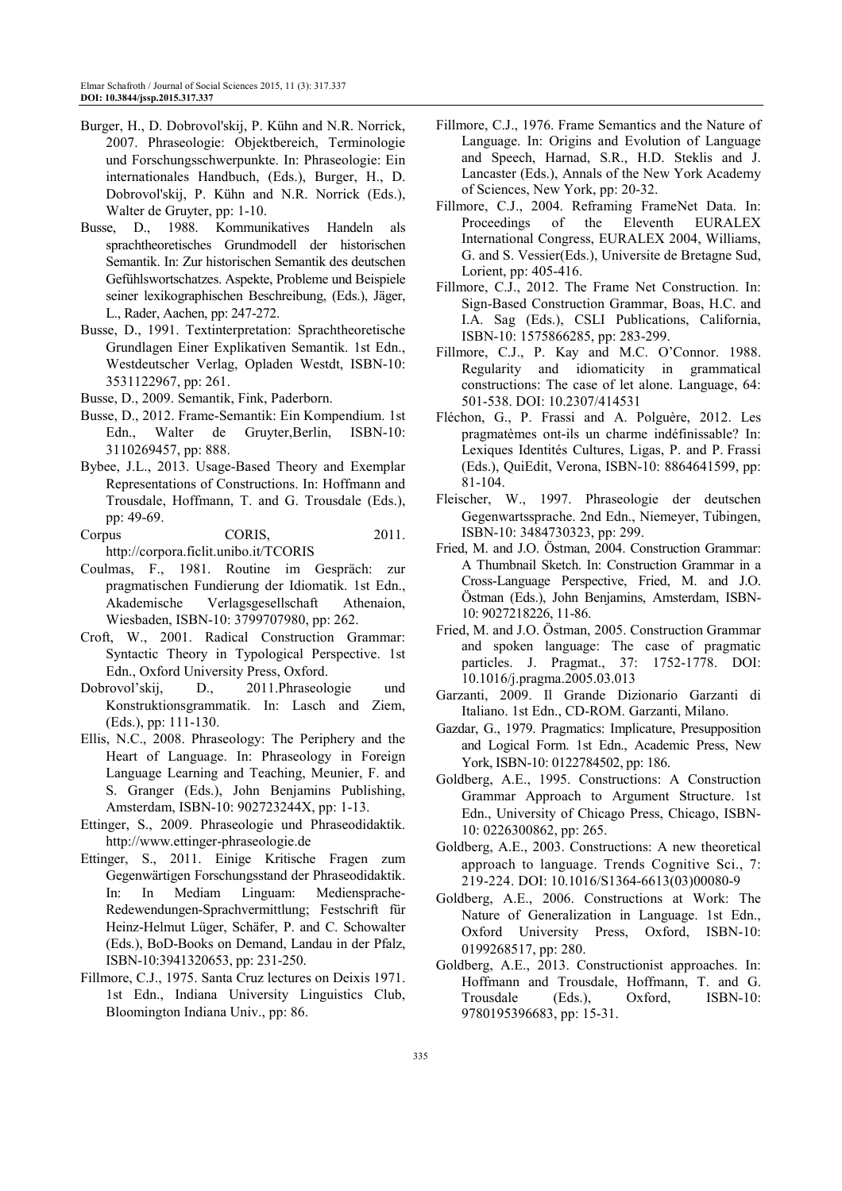Burger, H., D. Dobrovol'skij, P. Kühn and N.R. Norrick, 2007. Phraseologie: Objektbereich, Terminologie und Forschungsschwerpunkte. In: Phraseologie: Ein internationales Handbuch, (Eds.), Burger, H., D. Dobrovol'skij, P. Kühn and N.R. Norrick (Eds.), Walter de Gruyter, pp: 1-10.

Busse, D., 1988. Kommunikatives Handeln als sprachtheoretisches Grundmodell der historischen Semantik. In: Zur historischen Semantik des deutschen Gefühlswortschatzes. Aspekte, Probleme und Beispiele seiner lexikographischen Beschreibung, (Eds.), Jäger, L., Rader, Aachen, pp: 247-272.

Busse, D., 1991. Textinterpretation: Sprachtheoretische Grundlagen Einer Explikativen Semantik. 1st Edn., Westdeutscher Verlag, Opladen Westdt, ISBN-10: 3531122967, pp: 261.

Busse, D., 2009. Semantik, Fink, Paderborn.

Busse, D., 2012. Frame-Semantik: Ein Kompendium. 1st Edn., Walter de Gruyter,Berlin, ISBN-10: 3110269457, pp: 888.

Bybee, J.L., 2013. Usage-Based Theory and Exemplar Representations of Constructions. In: Hoffmann and Trousdale, Hoffmann, T. and G. Trousdale (Eds.), pp: 49-69.

Corpus CORIS, 2011. http://corpora.ficlit.unibo.it/TCORIS

Coulmas, F., 1981. Routine im Gespräch: zur pragmatischen Fundierung der Idiomatik. 1st Edn., Akademische Verlagsgesellschaft Athenaion, Wiesbaden, ISBN-10: 3799707980, pp: 262.

Croft, W., 2001. Radical Construction Grammar: Syntactic Theory in Typological Perspective. 1st Edn., Oxford University Press, Oxford.

Dobrovol'skij, D., 2011.Phraseologie und Konstruktionsgrammatik. In: Lasch and Ziem, (Eds.), pp: 111-130.

Ellis, N.C., 2008. Phraseology: The Periphery and the Heart of Language. In: Phraseology in Foreign Language Learning and Teaching, Meunier, F. and S. Granger (Eds.), John Benjamins Publishing, Amsterdam, ISBN-10: 902723244X, pp: 1-13.

Ettinger, S., 2009. Phraseologie und Phraseodidaktik. http://www.ettinger-phraseologie.de

Ettinger, S., 2011. Einige Kritische Fragen zum Gegenwärtigen Forschungsstand der Phraseodidaktik. In: In Mediam Linguam: Mediensprache-Redewendungen-Sprachvermittlung; Festschrift für Heinz-Helmut Lüger, Schäfer, P. and C. Schowalter (Eds.), BoD-Books on Demand, Landau in der Pfalz, ISBN-10:3941320653, pp: 231-250.

Fillmore, C.J., 1975. Santa Cruz lectures on Deixis 1971. 1st Edn., Indiana University Linguistics Club, Bloomington Indiana Univ., pp: 86.

Fillmore, C.J., 1976. Frame Semantics and the Nature of Language. In: Origins and Evolution of Language and Speech, Harnad, S.R., H.D. Steklis and J. Lancaster (Eds.), Annals of the New York Academy of Sciences, New York, pp: 20-32.

Fillmore, C.J., 2004. Reframing FrameNet Data. In: Proceedings of the Eleventh EURALEX International Congress, EURALEX 2004, Williams, G. and S. Vessier(Eds.), Universite de Bretagne Sud, Lorient, pp: 405-416.

Fillmore, C.J., 2012. The Frame Net Construction. In: Sign-Based Construction Grammar, Boas, H.C. and I.A. Sag (Eds.), CSLI Publications, California, ISBN-10: 1575866285, pp: 283-299.

Fillmore, C.J., P. Kay and M.C. O'Connor. 1988. Regularity and idiomaticity in grammatical constructions: The case of let alone. Language, 64: 501-538. DOI: 10.2307/414531

Fléchon, G., P. Frassi and A. Polguère, 2012. Les pragmatèmes ont-ils un charme indéfinissable? In: Lexiques Identités Cultures, Ligas, P. and P. Frassi (Eds.), QuiEdit, Verona, ISBN-10: 8864641599, pp: 81-104.

Fleischer, W., 1997. Phraseologie der deutschen Gegenwartssprache. 2nd Edn., Niemeyer, Tübingen, ISBN-10: 3484730323, pp: 299.

Fried, M. and J.O. Östman, 2004. Construction Grammar: A Thumbnail Sketch. In: Construction Grammar in a Cross-Language Perspective, Fried, M. and J.O. Östman (Eds.), John Benjamins, Amsterdam, ISBN-10: 9027218226, 11-86.

Fried, M. and J.O. Östman, 2005. Construction Grammar and spoken language: The case of pragmatic particles. J. Pragmat., 37: 1752-1778. DOI: 10.1016/j.pragma.2005.03.013

Garzanti, 2009. Il Grande Dizionario Garzanti di Italiano. 1st Edn., CD-ROM. Garzanti, Milano.

Gazdar, G., 1979. Pragmatics: Implicature, Presupposition and Logical Form. 1st Edn., Academic Press, New York, ISBN-10: 0122784502, pp: 186.

Goldberg, A.E., 1995. Constructions: A Construction Grammar Approach to Argument Structure. 1st Edn., University of Chicago Press, Chicago, ISBN-10: 0226300862, pp: 265.

Goldberg, A.E., 2003. Constructions: A new theoretical approach to language. Trends Cognitive Sci., 7: 219-224. DOI: 10.1016/S1364-6613(03)00080-9

Goldberg, A.E., 2006. Constructions at Work: The Nature of Generalization in Language. 1st Edn., Oxford University Press, Oxford, ISBN-10: 0199268517, pp: 280.

Goldberg, A.E., 2013. Constructionist approaches. In: Hoffmann and Trousdale, Hoffmann, T. and G. Trousdale (Eds.), Oxford, ISBN-10: 9780195396683, pp: 15-31.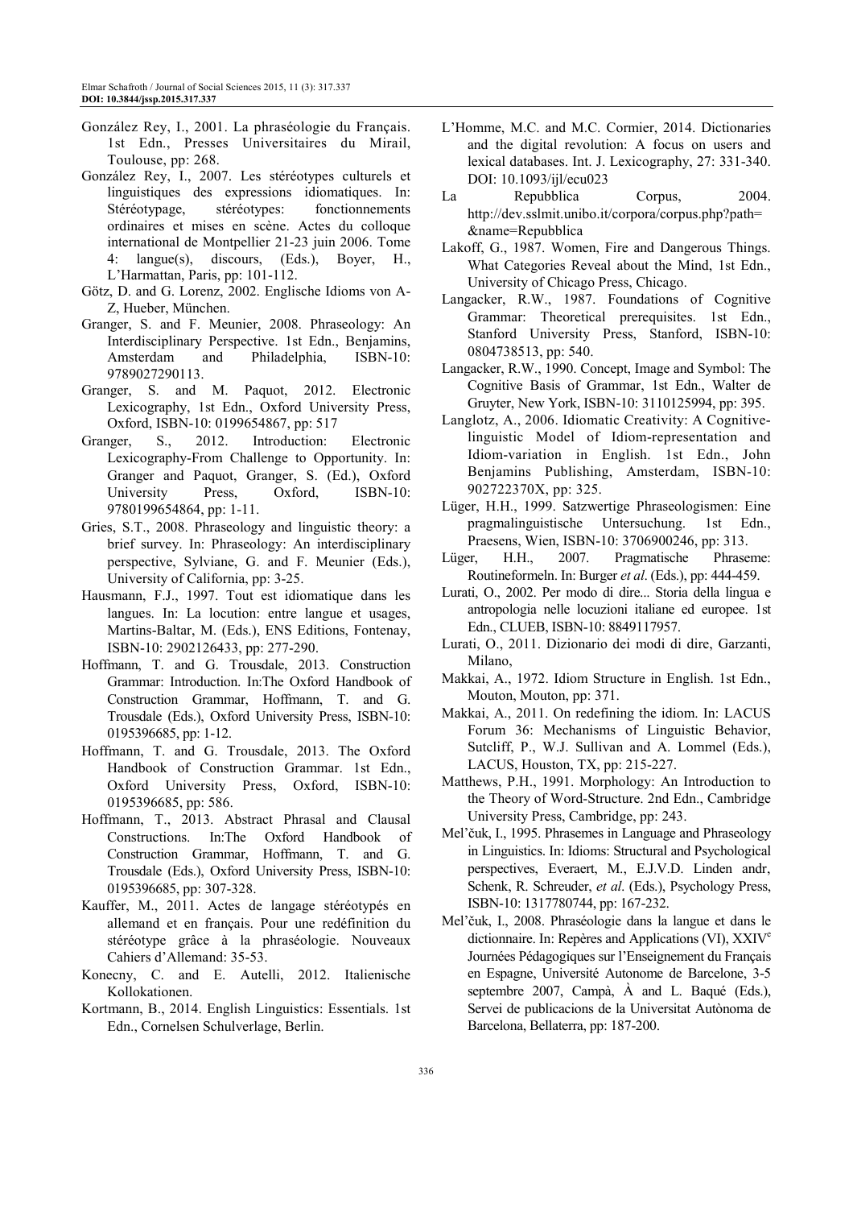González Rey, I., 2001. La phraséologie du Français. 1st Edn., Presses Universitaires du Mirail, Toulouse, pp: 268.

González Rey, I., 2007. Les stéréotypes culturels et linguistiques des expressions idiomatiques. In: Stéréotypage, stéréotypes: fonctionnements ordinaires et mises en scène. Actes du colloque international de Montpellier 21-23 juin 2006. Tome 4: langue(s), discours, (Eds.), Boyer, H., L'Harmattan, Paris, pp: 101-112.

Götz, D. and G. Lorenz, 2002. Englische Idioms von A-Z, Hueber, München.

Granger, S. and F. Meunier, 2008. Phraseology: An Interdisciplinary Perspective. 1st Edn., Benjamins, Amsterdam and Philadelphia, ISBN-10: 9789027290113.

Granger, S. and M. Paquot, 2012. Electronic Lexicography, 1st Edn., Oxford University Press, Oxford, ISBN-10: 0199654867, pp: 517

Granger, S., 2012. Introduction: Electronic Lexicography-From Challenge to Opportunity. In: Granger and Paquot, Granger, S. (Ed.), Oxford University Press, Oxford, ISBN-10: 9780199654864, pp: 1-11.

Gries, S.T., 2008. Phraseology and linguistic theory: a brief survey. In: Phraseology: An interdisciplinary perspective, Sylviane, G. and F. Meunier (Eds.), University of California, pp: 3-25.

Hausmann, F.J., 1997. Tout est idiomatique dans les langues. In: La locution: entre langue et usages, Martins-Baltar, M. (Eds.), ENS Editions, Fontenay, ISBN-10: 2902126433, pp: 277-290.

Hoffmann, T. and G. Trousdale, 2013. Construction Grammar: Introduction. In:The Oxford Handbook of Construction Grammar, Hoffmann, T. and G. Trousdale (Eds.), Oxford University Press, ISBN-10: 0195396685, pp: 1-12.

Hoffmann, T. and G. Trousdale, 2013. The Oxford Handbook of Construction Grammar. 1st Edn., Oxford University Press, Oxford, ISBN-10: 0195396685, pp: 586.

Hoffmann, T., 2013. Abstract Phrasal and Clausal Constructions. In:The Oxford Handbook of Construction Grammar, Hoffmann, T. and G. Trousdale (Eds.), Oxford University Press, ISBN-10: 0195396685, pp: 307-328.

Kauffer, M., 2011. Actes de langage stéréotypés en allemand et en français. Pour une redéfinition du stéréotype grâce à la phraséologie. Nouveaux Cahiers d'Allemand: 35-53.

Konecny, C. and E. Autelli, 2012. Italienische Kollokationen.

Kortmann, B., 2014. English Linguistics: Essentials. 1st Edn., Cornelsen Schulverlage, Berlin.

L'Homme, M.C. and M.C. Cormier, 2014. Dictionaries and the digital revolution: A focus on users and lexical databases. Int. J. Lexicography, 27: 331-340. DOI: 10.1093/ijl/ecu023

La Repubblica Corpus, 2004. http://dev.sslmit.unibo.it/corpora/corpus.php?path=&name=Repubblica

Lakoff, G., 1987. Women, Fire and Dangerous Things. What Categories Reveal about the Mind, 1st Edn., University of Chicago Press, Chicago.

Langacker, R.W., 1987. Foundations of Cognitive Grammar: Theoretical prerequisites. 1st Edn., Stanford University Press, Stanford, ISBN-10: 0804738513, pp: 540.

Langacker, R.W., 1990. Concept, Image and Symbol: The Cognitive Basis of Grammar, 1st Edn., Walter de Gruyter, New York, ISBN-10: 3110125994, pp: 395.

Langlotz, A., 2006. Idiomatic Creativity: A Cognitive-linguistic Model of Idiom-representation and Idiom-variation in English. 1st Edn., John Benjamins Publishing, Amsterdam, ISBN-10: 902722370X, pp: 325.

Lüger, H.H., 1999. Satzwertige Phraseologismen: Eine pragmalinguistische Untersuchung. 1st Edn., Praesens, Wien, ISBN-10: 3706900246, pp: 313.

Lüger, H.H., 2007. Pragmatische Phraseme: Routineformeln. In: Burger *et al*. (Eds.), pp: 444-459.

Lurati, O., 2002. Per modo di dire... Storia della lingua e antropologia nelle locuzioni italiane ed europee. 1st Edn., CLUEB, ISBN-10: 8849117957.

Lurati, O., 2011. Dizionario dei modi di dire, Garzanti, Milano,

Makkai, A., 1972. Idiom Structure in English. 1st Edn., Mouton, Mouton, pp: 371.

Makkai, A., 2011. On redefining the idiom. In: LACUS Forum 36: Mechanisms of Linguistic Behavior, Sutcliff, P., W.J. Sullivan and A. Lommel (Eds.), LACUS, Houston, TX, pp: 215-227.

Matthews, P.H., 1991. Morphology: An Introduction to the Theory of Word-Structure. 2nd Edn., Cambridge University Press, Cambridge, pp: 243.

Mel'čuk, I., 1995. Phrasemes in Language and Phraseology in Linguistics. In: Idioms: Structural and Psychological perspectives, Everaert, M., E.J.V.D. Linden andr, Schenk, R. Schreuder, *et al*. (Eds.), Psychology Press, ISBN-10: 1317780744, pp: 167-232.

Mel'čuk, I., 2008. Phraséologie dans la langue et dans le dictionnaire. In: Repères and Applications (VI), XXIV[e] Journées Pédagogiques sur l'Enseignement du Français en Espagne, Université Autonome de Barcelone, 3-5 septembre 2007, Campà, À and L. Baqué (Eds.), Servei de publicacions de la Universitat Autònoma de Barcelona, Bellaterra, pp: 187-200.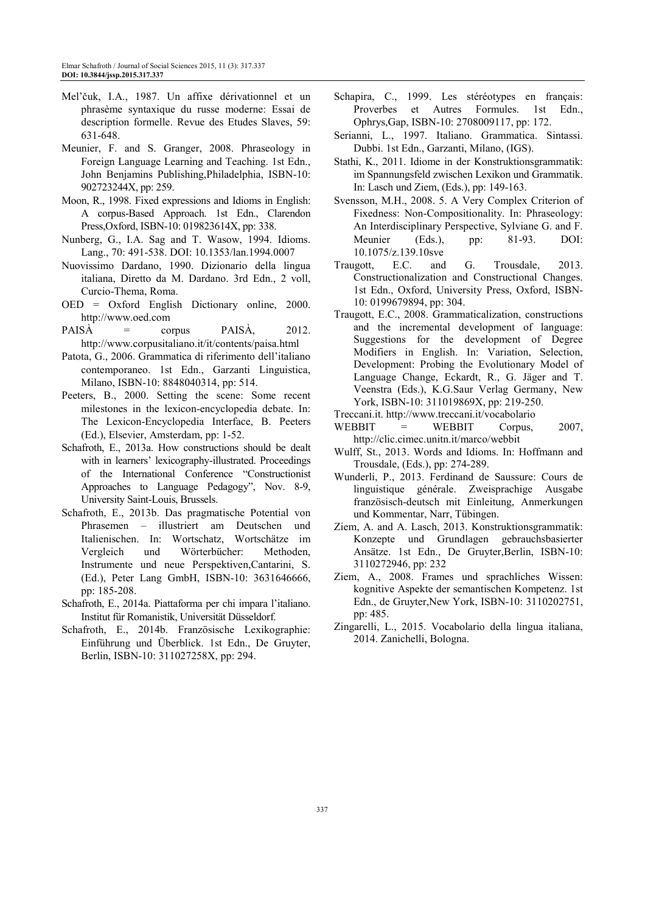Mel'čuk, I.A., 1987. Un affixe dérivationnel et un phrasème syntaxique du russe moderne: Essai de description formelle. Revue des Etudes Slaves, 59: 631-648.

Meunier, F. and S. Granger, 2008. Phraseology in Foreign Language Learning and Teaching. 1st Edn., John Benjamins Publishing,Philadelphia, ISBN-10: 902723244X, pp: 259.

Moon, R., 1998. Fixed expressions and Idioms in English: A corpus-Based Approach. 1st Edn., Clarendon Press,Oxford, ISBN-10: 019823614X, pp: 338.

Nunberg, G., I.A. Sag and T. Wasow, 1994. Idioms. Lang., 70: 491-538. DOI: 10.1353/lan.1994.0007

Nuovissimo Dardano, 1990. Dizionario della lingua italiana, Diretto da M. Dardano. 3rd Edn., 2 voll, Curcio-Thema, Roma.

OED = Oxford English Dictionary online, 2000. http://www.oed.com

PAISÀ = corpus PAISÀ, 2012. http://www.corpusitaliano.it/it/contents/paisa.html

Patota, G., 2006. Grammatica di riferimento dell'italiano contemporaneo. 1st Edn., Garzanti Linguistica, Milano, ISBN-10: 8848040314, pp: 514.

Peeters, B., 2000. Setting the scene: Some recent milestones in the lexicon-encyclopedia debate. In: The Lexicon-Encyclopedia Interface, B. Peeters (Ed.), Elsevier, Amsterdam, pp: 1-52.

Schafroth, E., 2013a. How constructions should be dealt with in learners' lexicography-illustrated. Proceedings of the International Conference "Constructionist Approaches to Language Pedagogy", Nov. 8-9, University Saint-Louis, Brussels.

Schafroth, E., 2013b. Das pragmatische Potential von Phrasemen – illustriert am Deutschen und Italienischen. In: Wortschatz, Wortschätze im Vergleich und Wörterbücher: Methoden, Instrumente und neue Perspektiven,Cantarini, S. (Ed.), Peter Lang GmbH, ISBN-10: 3631646666, pp: 185-208.

Schafroth, E., 2014a. Piattaforma per chi impara l'italiano. Institut für Romanistik, Universität Düsseldorf.

Schafroth, E., 2014b. Französische Lexikographie: Einführung und Überblick. 1st Edn., De Gruyter, Berlin, ISBN-10: 311027258X, pp: 294.

Schapira, C., 1999. Les stéréotypes en français: Proverbes et Autres Formules. 1st Edn., Ophrys,Gap, ISBN-10: 2708009117, pp: 172.

Serianni, L., 1997. Italiano. Grammatica. Sintassi. Dubbi. 1st Edn., Garzanti, Milano, (IGS).

Stathi, K., 2011. Idiome in der Konstruktionsgrammatik: im Spannungsfeld zwischen Lexikon und Grammatik. In: Lasch und Ziem, (Eds.), pp: 149-163.

Svensson, M.H., 2008. 5. A Very Complex Criterion of Fixedness: Non-Compositionality. In: Phraseology: An Interdisciplinary Perspective, Sylviane G. and F. Meunier (Eds.), pp: 81-93. DOI: 10.1075/z.139.10sve

Traugott, E.C. and G. Trousdale, 2013. Constructionalization and Constructional Changes. 1st Edn., Oxford, University Press, Oxford, ISBN-10: 0199679894, pp: 304.

Traugott, E.C., 2008. Grammaticalization, constructions and the incremental development of language: Suggestions for the development of Degree Modifiers in English. In: Variation, Selection, Development: Probing the Evolutionary Model of Language Change, Eckardt, R., G. Jäger and T. Veenstra (Eds.), K.G.Saur Verlag Germany, New York, ISBN-10: 311019869X, pp: 219-250.

Treccani.it. http://www.treccani.it/vocabolario

WEBBIT = WEBBIT Corpus, 2007, http://clic.cimec.unitn.it/marco/webbit

Wulff, St., 2013. Words and Idioms. In: Hoffmann and Trousdale, (Eds.), pp: 274-289.

Wunderli, P., 2013. Ferdinand de Saussure: Cours de linguistique générale. Zweisprachige Ausgabe französisch-deutsch mit Einleitung, Anmerkungen und Kommentar, Narr, Tübingen.

Ziem, A. and A. Lasch, 2013. Konstruktionsgrammatik: Konzepte und Grundlagen gebrauchsbasierter Ansätze. 1st Edn., De Gruyter,Berlin, ISBN-10: 3110272946, pp: 232

Ziem, A., 2008. Frames und sprachliches Wissen: kognitive Aspekte der semantischen Kompetenz. 1st Edn., de Gruyter,New York, ISBN-10: 3110202751, pp: 485.

Zingarelli, L., 2015. Vocabolario della lingua italiana, 2014. Zanichelli, Bologna.